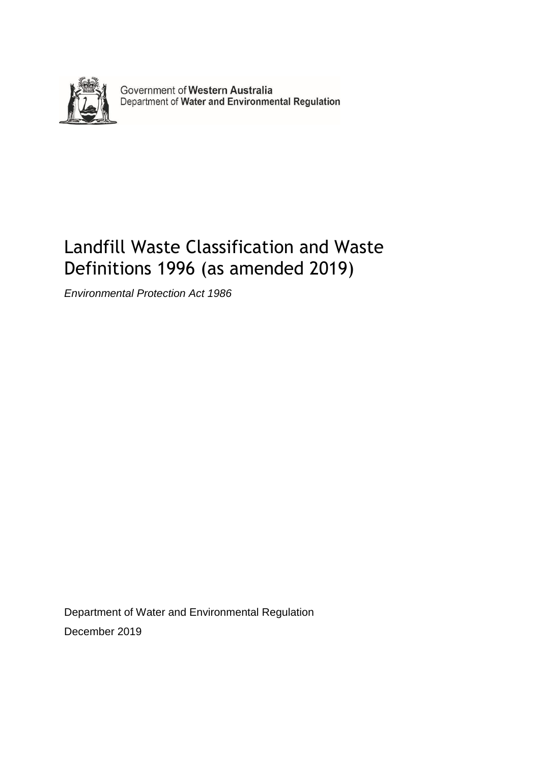Government of **Western Australia**
Department of **Water and Environmental Regulation**

# Landfill Waste Classification and Waste Definitions 1996 (as amended 2019)

*Environmental Protection Act 1986*

Department of Water and Environmental Regulation

December 2019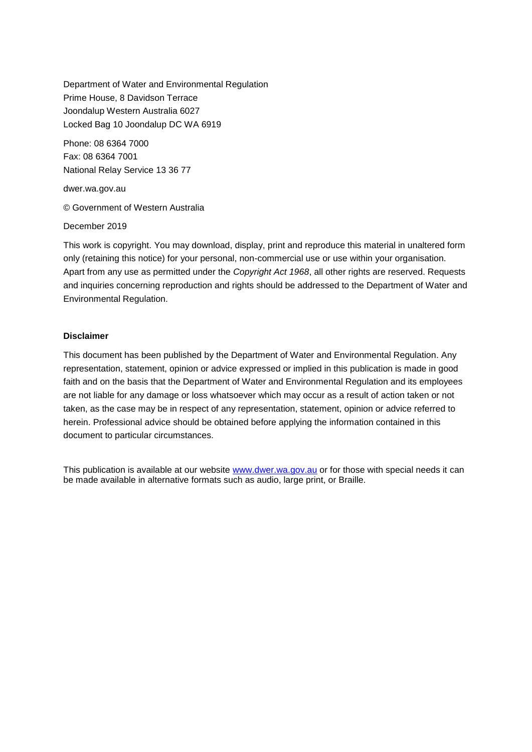Department of Water and Environmental Regulation
Prime House, 8 Davidson Terrace
Joondalup Western Australia 6027
Locked Bag 10 Joondalup DC WA 6919

Phone: 08 6364 7000
Fax: 08 6364 7001
National Relay Service 13 36 77

dwer.wa.gov.au

© Government of Western Australia

December 2019

This work is copyright. You may download, display, print and reproduce this material in unaltered form only (retaining this notice) for your personal, non-commercial use or use within your organisation. Apart from any use as permitted under the *Copyright Act 1968*, all other rights are reserved. Requests and inquiries concerning reproduction and rights should be addressed to the Department of Water and Environmental Regulation.

**Disclaimer**

This document has been published by the Department of Water and Environmental Regulation. Any representation, statement, opinion or advice expressed or implied in this publication is made in good faith and on the basis that the Department of Water and Environmental Regulation and its employees are not liable for any damage or loss whatsoever which may occur as a result of action taken or not taken, as the case may be in respect of any representation, statement, opinion or advice referred to herein. Professional advice should be obtained before applying the information contained in this document to particular circumstances.

This publication is available at our website [www.dwer.wa.gov.au](http://www.dwer.wa.gov.au) or for those with special needs it can be made available in alternative formats such as audio, large print, or Braille.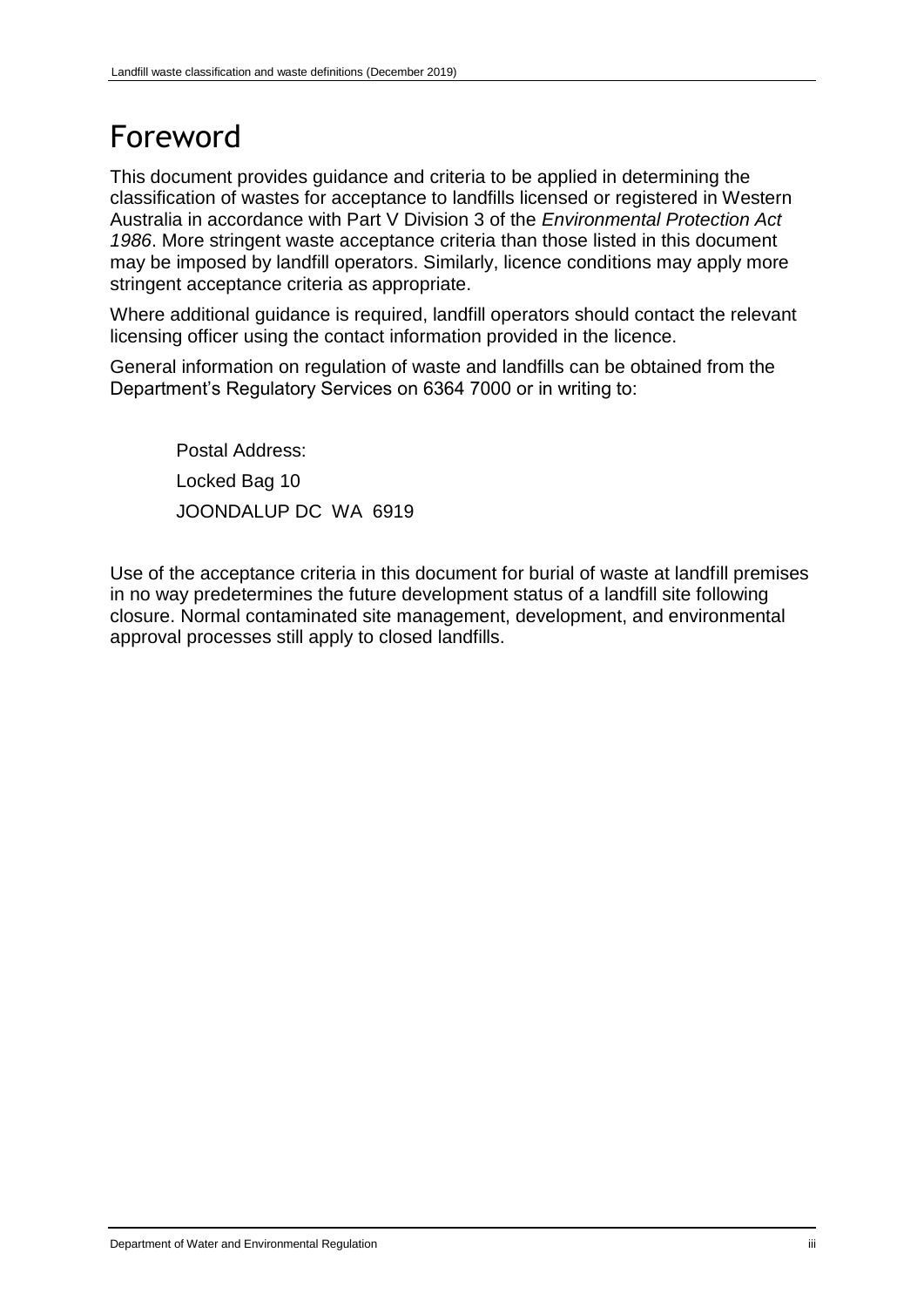# Foreword

This document provides guidance and criteria to be applied in determining the classification of wastes for acceptance to landfills licensed or registered in Western Australia in accordance with Part V Division 3 of the *Environmental Protection Act 1986*. More stringent waste acceptance criteria than those listed in this document may be imposed by landfill operators. Similarly, licence conditions may apply more stringent acceptance criteria as appropriate.

Where additional guidance is required, landfill operators should contact the relevant licensing officer using the contact information provided in the licence.

General information on regulation of waste and landfills can be obtained from the Department's Regulatory Services on 6364 7000 or in writing to:

> Postal Address:
> Locked Bag 10
> JOONDALUP DC WA 6919

Use of the acceptance criteria in this document for burial of waste at landfill premises in no way predetermines the future development status of a landfill site following closure. Normal contaminated site management, development, and environmental approval processes still apply to closed landfills.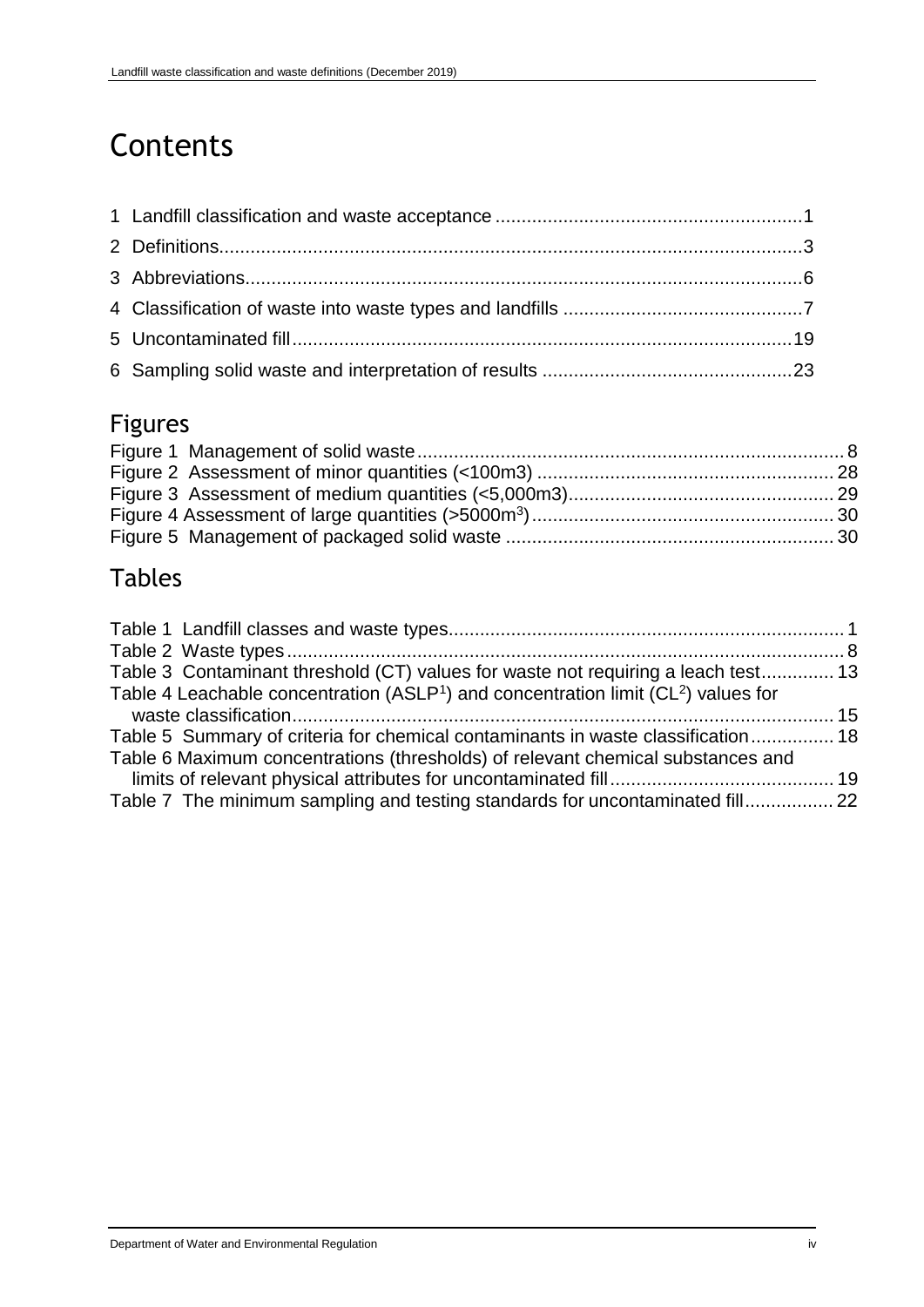# Contents

1 Landfill classification and waste acceptance .......................................................... 1
2 Definitions.............................................................................................................. 3
3 Abbreviations......................................................................................................... 6
4 Classification of waste into waste types and landfills ............................................. 7
5 Uncontaminated fill ............................................................................................... 19
6 Sampling solid waste and interpretation of results ................................................ 23

## Figures

Figure 1 Management of solid waste ................................................................................ 8
Figure 2 Assessment of minor quantities (<100m3) ........................................................ 28
Figure 3 Assessment of medium quantities (<5,000m3).................................................. 29
Figure 4 Assessment of large quantities (>5000m$^3$) ......................................................... 30
Figure 5 Management of packaged solid waste .............................................................. 30

## Tables

Table 1 Landfill classes and waste types........................................................................... 1
Table 2 Waste types .......................................................................................................... 8
Table 3 Contaminant threshold (CT) values for waste not requiring a leach test.............. 13
Table 4 Leachable concentration (ASLP[1]) and concentration limit (CL[2]) values for waste classification........................................................................................................ 15
Table 5 Summary of criteria for chemical contaminants in waste classification................ 18
Table 6 Maximum concentrations (thresholds) of relevant chemical substances and limits of relevant physical attributes for uncontaminated fill........................................... 19
Table 7 The minimum sampling and testing standards for uncontaminated fill................. 22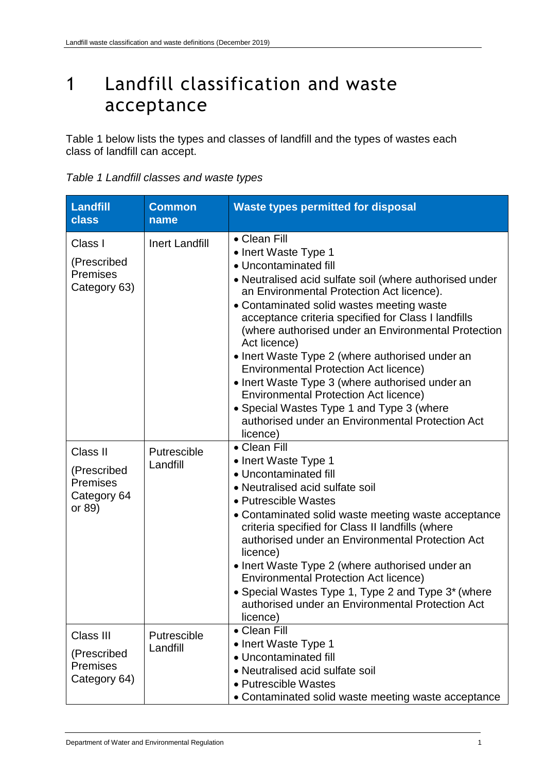# 1 Landfill classification and waste acceptance

Table 1 below lists the types and classes of landfill and the types of wastes each class of landfill can accept.

*Table 1 Landfill classes and waste types*

| Landfill class | Common name | Waste types permitted for disposal |
|---|---|---|
| Class I<br><br>(Prescribed Premises Category 63) | Inert Landfill | • Clean Fill<br>• Inert Waste Type 1<br>• Uncontaminated fill<br>• Neutralised acid sulfate soil (where authorised under an Environmental Protection Act licence).<br>• Contaminated solid wastes meeting waste acceptance criteria specified for Class I landfills (where authorised under an Environmental Protection Act licence)<br>• Inert Waste Type 2 (where authorised under an Environmental Protection Act licence)<br>• Inert Waste Type 3 (where authorised under an Environmental Protection Act licence)<br>• Special Wastes Type 1 and Type 3 (where authorised under an Environmental Protection Act licence) |
| Class II<br><br>(Prescribed Premises Category 64 or 89) | Putrescible Landfill | • Clean Fill<br>• Inert Waste Type 1<br>• Uncontaminated fill<br>• Neutralised acid sulfate soil<br>• Putrescible Wastes<br>• Contaminated solid waste meeting waste acceptance criteria specified for Class II landfills (where authorised under an Environmental Protection Act licence)<br>• Inert Waste Type 2 (where authorised under an Environmental Protection Act licence)<br>• Special Wastes Type 1, Type 2 and Type 3* (where authorised under an Environmental Protection Act licence) |
| Class III<br><br>(Prescribed Premises Category 64) | Putrescible Landfill | • Clean Fill<br>• Inert Waste Type 1<br>• Uncontaminated fill<br>• Neutralised acid sulfate soil<br>• Putrescible Wastes<br>• Contaminated solid waste meeting waste acceptance |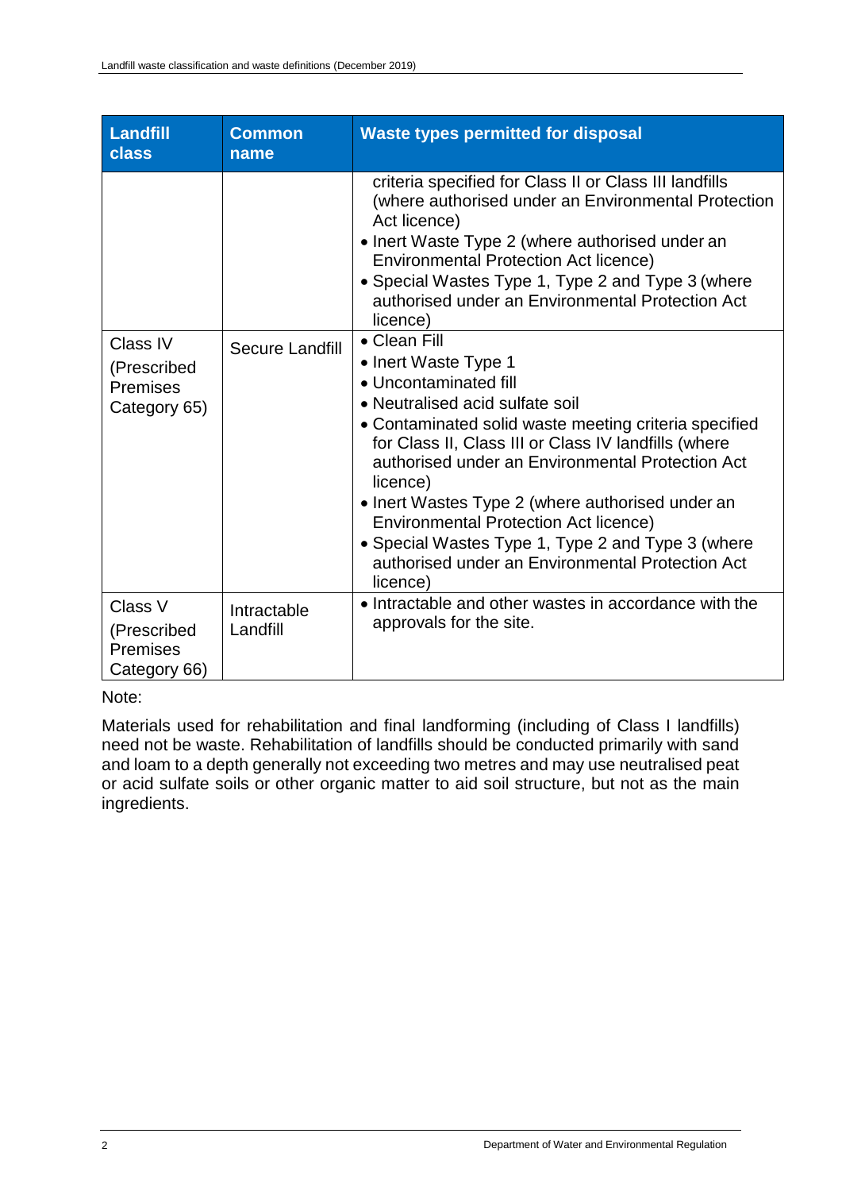| Landfill class | Common name | Waste types permitted for disposal |
|---|---|---|
| | | criteria specified for Class II or Class III landfills (where authorised under an Environmental Protection Act licence)<br>• Inert Waste Type 2 (where authorised under an Environmental Protection Act licence)<br>• Special Wastes Type 1, Type 2 and Type 3 (where authorised under an Environmental Protection Act licence) |
| Class IV (Prescribed Premises Category 65) | Secure Landfill | • Clean Fill<br>• Inert Waste Type 1<br>• Uncontaminated fill<br>• Neutralised acid sulfate soil<br>• Contaminated solid waste meeting criteria specified for Class II, Class III or Class IV landfills (where authorised under an Environmental Protection Act licence)<br>• Inert Wastes Type 2 (where authorised under an Environmental Protection Act licence)<br>• Special Wastes Type 1, Type 2 and Type 3 (where authorised under an Environmental Protection Act licence) |
| Class V (Prescribed Premises Category 66) | Intractable Landfill | • Intractable and other wastes in accordance with the approvals for the site. |

Note:

Materials used for rehabilitation and final landforming (including of Class I landfills) need not be waste. Rehabilitation of landfills should be conducted primarily with sand and loam to a depth generally not exceeding two metres and may use neutralised peat or acid sulfate soils or other organic matter to aid soil structure, but not as the main ingredients.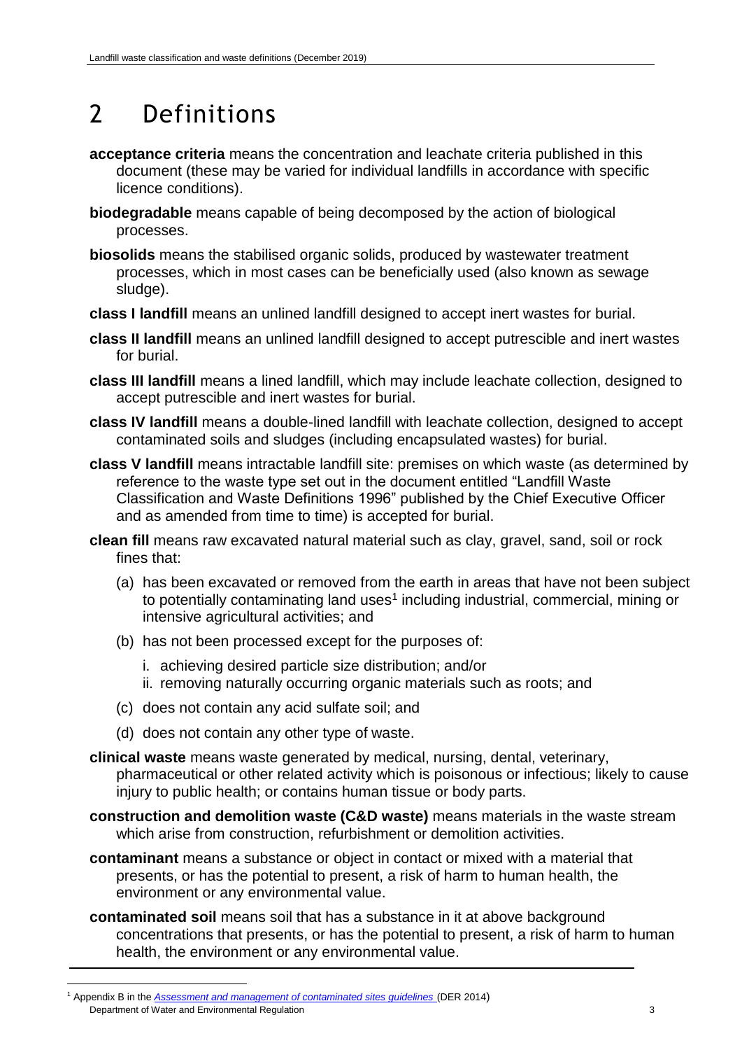# 2 Definitions

**acceptance criteria** means the concentration and leachate criteria published in this document (these may be varied for individual landfills in accordance with specific licence conditions).

**biodegradable** means capable of being decomposed by the action of biological processes.

**biosolids** means the stabilised organic solids, produced by wastewater treatment processes, which in most cases can be beneficially used (also known as sewage sludge).

**class I landfill** means an unlined landfill designed to accept inert wastes for burial.

**class II landfill** means an unlined landfill designed to accept putrescible and inert wastes for burial.

**class III landfill** means a lined landfill, which may include leachate collection, designed to accept putrescible and inert wastes for burial.

**class IV landfill** means a double-lined landfill with leachate collection, designed to accept contaminated soils and sludges (including encapsulated wastes) for burial.

**class V landfill** means intractable landfill site: premises on which waste (as determined by reference to the waste type set out in the document entitled "Landfill Waste Classification and Waste Definitions 1996" published by the Chief Executive Officer and as amended from time to time) is accepted for burial.

**clean fill** means raw excavated natural material such as clay, gravel, sand, soil or rock fines that:

(a) has been excavated or removed from the earth in areas that have not been subject to potentially contaminating land uses[1] including industrial, commercial, mining or intensive agricultural activities; and

(b) has not been processed except for the purposes of:

i. achieving desired particle size distribution; and/or
ii. removing naturally occurring organic materials such as roots; and

(c) does not contain any acid sulfate soil; and

(d) does not contain any other type of waste.

**clinical waste** means waste generated by medical, nursing, dental, veterinary, pharmaceutical or other related activity which is poisonous or infectious; likely to cause injury to public health; or contains human tissue or body parts.

**construction and demolition waste (C&D waste)** means materials in the waste stream which arise from construction, refurbishment or demolition activities.

**contaminant** means a substance or object in contact or mixed with a material that presents, or has the potential to present, a risk of harm to human health, the environment or any environmental value.

**contaminated soil** means soil that has a substance in it at above background concentrations that presents, or has the potential to present, a risk of harm to human health, the environment or any environmental value.

---

[1] Appendix B in the *Assessment and management of contaminated sites guidelines* (DER 2014)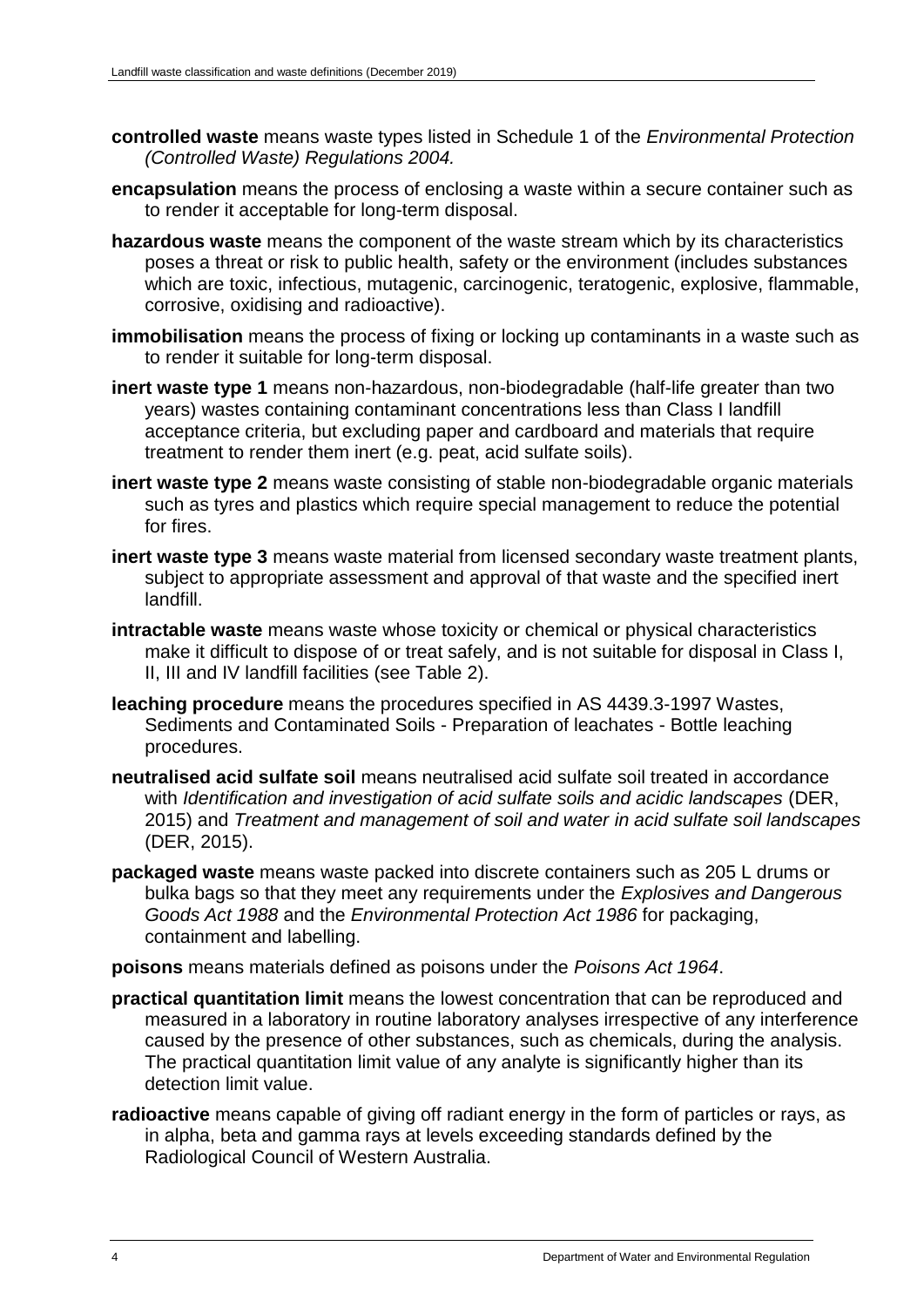**controlled waste** means waste types listed in Schedule 1 of the *Environmental Protection (Controlled Waste) Regulations 2004.*

**encapsulation** means the process of enclosing a waste within a secure container such as to render it acceptable for long-term disposal.

**hazardous waste** means the component of the waste stream which by its characteristics poses a threat or risk to public health, safety or the environment (includes substances which are toxic, infectious, mutagenic, carcinogenic, teratogenic, explosive, flammable, corrosive, oxidising and radioactive).

**immobilisation** means the process of fixing or locking up contaminants in a waste such as to render it suitable for long-term disposal.

**inert waste type 1** means non-hazardous, non-biodegradable (half-life greater than two years) wastes containing contaminant concentrations less than Class I landfill acceptance criteria, but excluding paper and cardboard and materials that require treatment to render them inert (e.g. peat, acid sulfate soils).

**inert waste type 2** means waste consisting of stable non-biodegradable organic materials such as tyres and plastics which require special management to reduce the potential for fires.

**inert waste type 3** means waste material from licensed secondary waste treatment plants, subject to appropriate assessment and approval of that waste and the specified inert landfill.

**intractable waste** means waste whose toxicity or chemical or physical characteristics make it difficult to dispose of or treat safely, and is not suitable for disposal in Class I, II, III and IV landfill facilities (see Table 2).

**leaching procedure** means the procedures specified in AS 4439.3-1997 Wastes, Sediments and Contaminated Soils - Preparation of leachates - Bottle leaching procedures.

**neutralised acid sulfate soil** means neutralised acid sulfate soil treated in accordance with *Identification and investigation of acid sulfate soils and acidic landscapes* (DER, 2015) and *Treatment and management of soil and water in acid sulfate soil landscapes* (DER, 2015).

**packaged waste** means waste packed into discrete containers such as 205 L drums or bulka bags so that they meet any requirements under the *Explosives and Dangerous Goods Act 1988* and the *Environmental Protection Act 1986* for packaging, containment and labelling.

**poisons** means materials defined as poisons under the *Poisons Act 1964*.

**practical quantitation limit** means the lowest concentration that can be reproduced and measured in a laboratory in routine laboratory analyses irrespective of any interference caused by the presence of other substances, such as chemicals, during the analysis. The practical quantitation limit value of any analyte is significantly higher than its detection limit value.

**radioactive** means capable of giving off radiant energy in the form of particles or rays, as in alpha, beta and gamma rays at levels exceeding standards defined by the Radiological Council of Western Australia.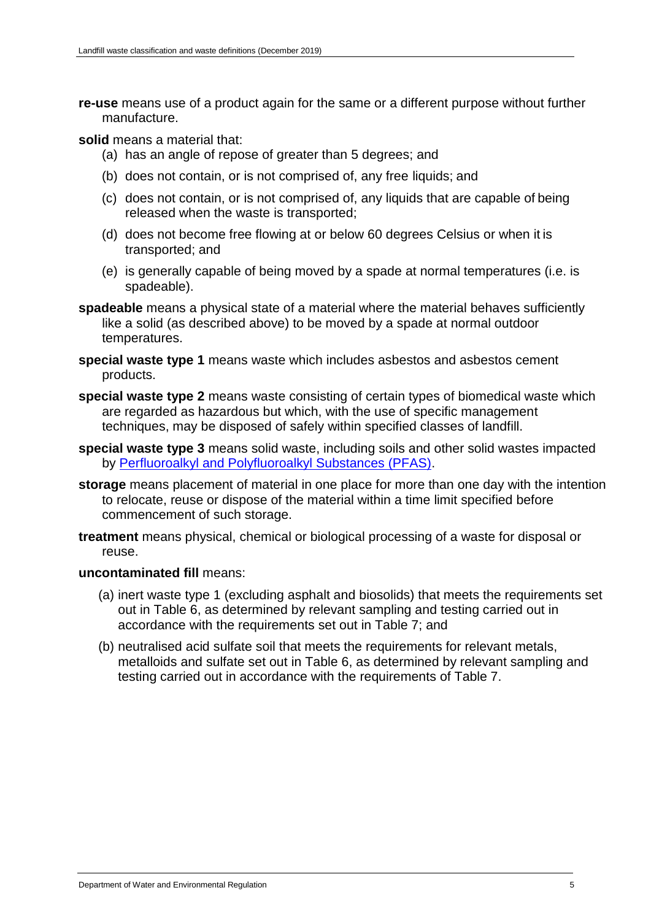**re-use** means use of a product again for the same or a different purpose without further manufacture.

**solid** means a material that:

(a) has an angle of repose of greater than 5 degrees; and

(b) does not contain, or is not comprised of, any free liquids; and

(c) does not contain, or is not comprised of, any liquids that are capable of being released when the waste is transported;

(d) does not become free flowing at or below 60 degrees Celsius or when it is transported; and

(e) is generally capable of being moved by a spade at normal temperatures (i.e. is spadeable).

**spadeable** means a physical state of a material where the material behaves sufficiently like a solid (as described above) to be moved by a spade at normal outdoor temperatures.

**special waste type 1** means waste which includes asbestos and asbestos cement products.

**special waste type 2** means waste consisting of certain types of biomedical waste which are regarded as hazardous but which, with the use of specific management techniques, may be disposed of safely within specified classes of landfill.

**special waste type 3** means solid waste, including soils and other solid wastes impacted by Perfluoroalkyl and Polyfluoroalkyl Substances (PFAS).

**storage** means placement of material in one place for more than one day with the intention to relocate, reuse or dispose of the material within a time limit specified before commencement of such storage.

**treatment** means physical, chemical or biological processing of a waste for disposal or reuse.

**uncontaminated fill** means:

(a) inert waste type 1 (excluding asphalt and biosolids) that meets the requirements set out in Table 6, as determined by relevant sampling and testing carried out in accordance with the requirements set out in Table 7; and

(b) neutralised acid sulfate soil that meets the requirements for relevant metals, metalloids and sulfate set out in Table 6, as determined by relevant sampling and testing carried out in accordance with the requirements of Table 7.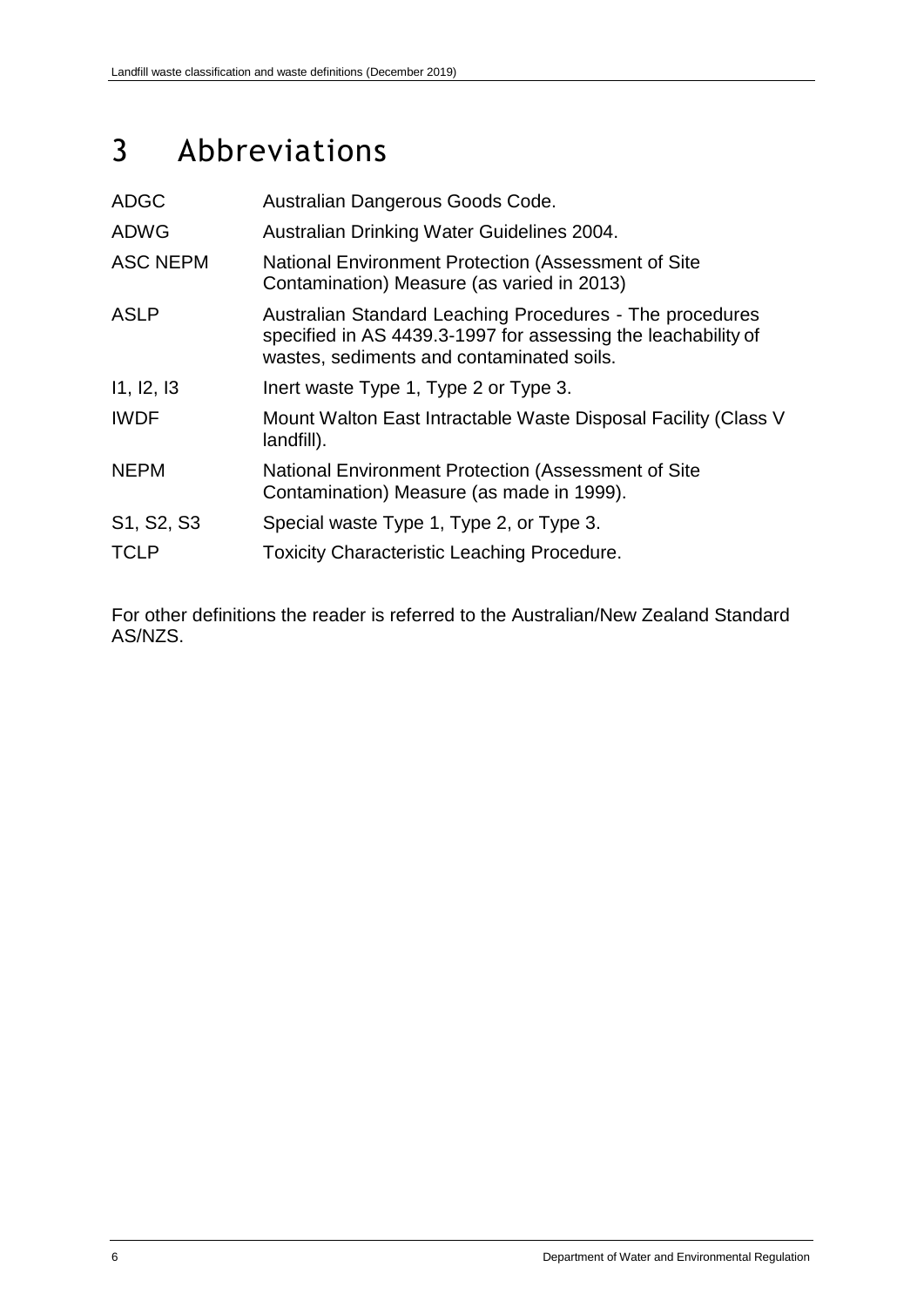# 3 Abbreviations

| | |
|---|---|
| ADGC | Australian Dangerous Goods Code. |
| ADWG | Australian Drinking Water Guidelines 2004. |
| ASC NEPM | National Environment Protection (Assessment of Site Contamination) Measure (as varied in 2013) |
| ASLP | Australian Standard Leaching Procedures - The procedures specified in AS 4439.3-1997 for assessing the leachability of wastes, sediments and contaminated soils. |
| I1, I2, I3 | Inert waste Type 1, Type 2 or Type 3. |
| IWDF | Mount Walton East Intractable Waste Disposal Facility (Class V landfill). |
| NEPM | National Environment Protection (Assessment of Site Contamination) Measure (as made in 1999). |
| S1, S2, S3 | Special waste Type 1, Type 2, or Type 3. |
| TCLP | Toxicity Characteristic Leaching Procedure. |

For other definitions the reader is referred to the Australian/New Zealand Standard AS/NZS.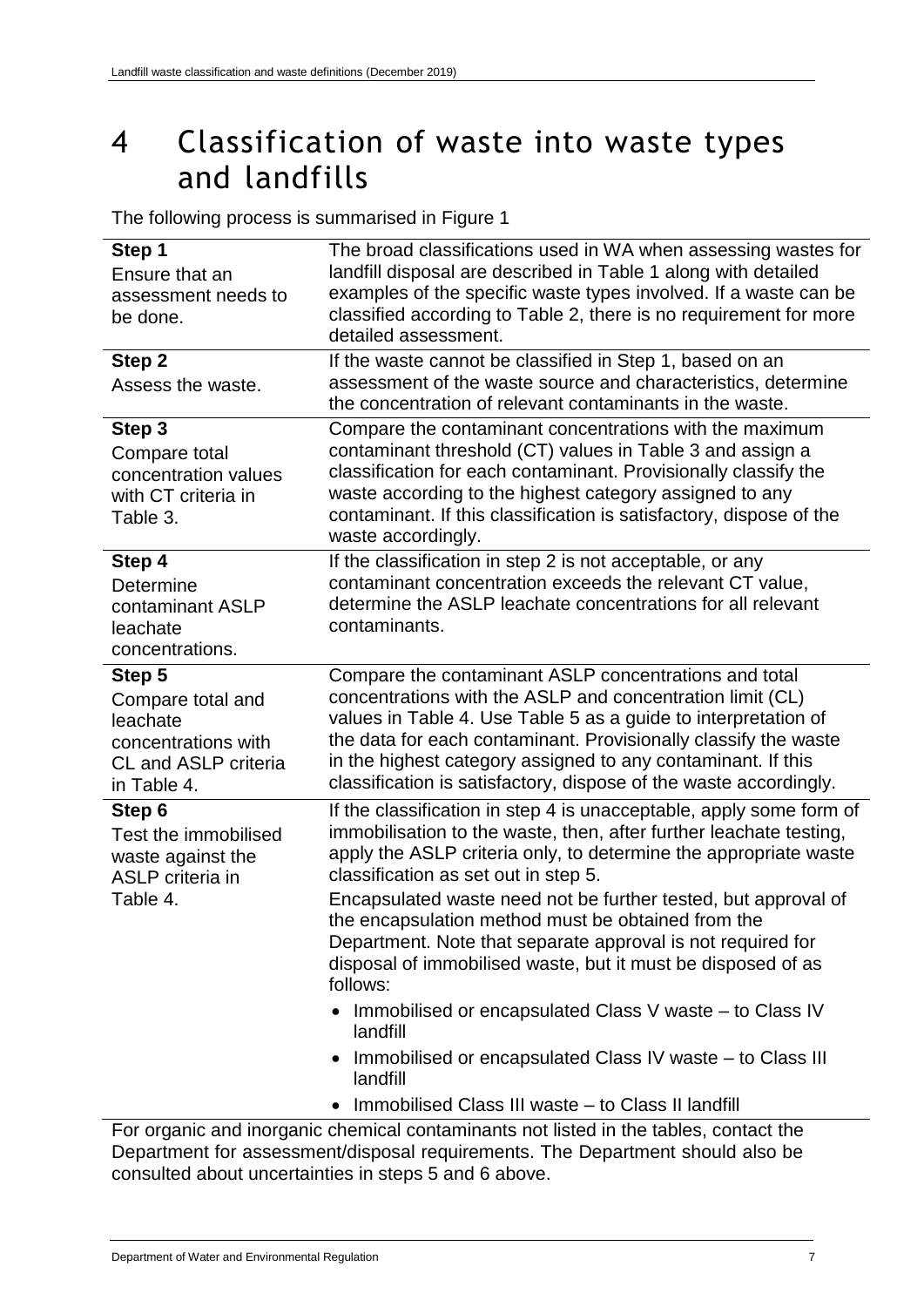# 4 Classification of waste into waste types and landfills

The following process is summarised in Figure 1

| | |
|---|---|
| **Step 1**<br>Ensure that an assessment needs to be done. | The broad classifications used in WA when assessing wastes for landfill disposal are described in Table 1 along with detailed examples of the specific waste types involved. If a waste can be classified according to Table 2, there is no requirement for more detailed assessment. |
| **Step 2**<br>Assess the waste. | If the waste cannot be classified in Step 1, based on an assessment of the waste source and characteristics, determine the concentration of relevant contaminants in the waste. |
| **Step 3**<br>Compare total concentration values with CT criteria in Table 3. | Compare the contaminant concentrations with the maximum contaminant threshold (CT) values in Table 3 and assign a classification for each contaminant. Provisionally classify the waste according to the highest category assigned to any contaminant. If this classification is satisfactory, dispose of the waste accordingly. |
| **Step 4**<br>Determine contaminant ASLP leachate concentrations. | If the classification in step 2 is not acceptable, or any contaminant concentration exceeds the relevant CT value, determine the ASLP leachate concentrations for all relevant contaminants. |
| **Step 5**<br>Compare total and leachate concentrations with CL and ASLP criteria in Table 4. | Compare the contaminant ASLP concentrations and total concentrations with the ASLP and concentration limit (CL) values in Table 4. Use Table 5 as a guide to interpretation of the data for each contaminant. Provisionally classify the waste in the highest category assigned to any contaminant. If this classification is satisfactory, dispose of the waste accordingly. |
| **Step 6**<br>Test the immobilised waste against the ASLP criteria in Table 4. | If the classification in step 4 is unacceptable, apply some form of immobilisation to the waste, then, after further leachate testing, apply the ASLP criteria only, to determine the appropriate waste classification as set out in step 5.<br><br>Encapsulated waste need not be further tested, but approval of the encapsulation method must be obtained from the Department. Note that separate approval is not required for disposal of immobilised waste, but it must be disposed of as follows:<br><br>• Immobilised or encapsulated Class V waste – to Class IV landfill<br>• Immobilised or encapsulated Class IV waste – to Class III landfill<br>• Immobilised Class III waste – to Class II landfill |

For organic and inorganic chemical contaminants not listed in the tables, contact the Department for assessment/disposal requirements. The Department should also be consulted about uncertainties in steps 5 and 6 above.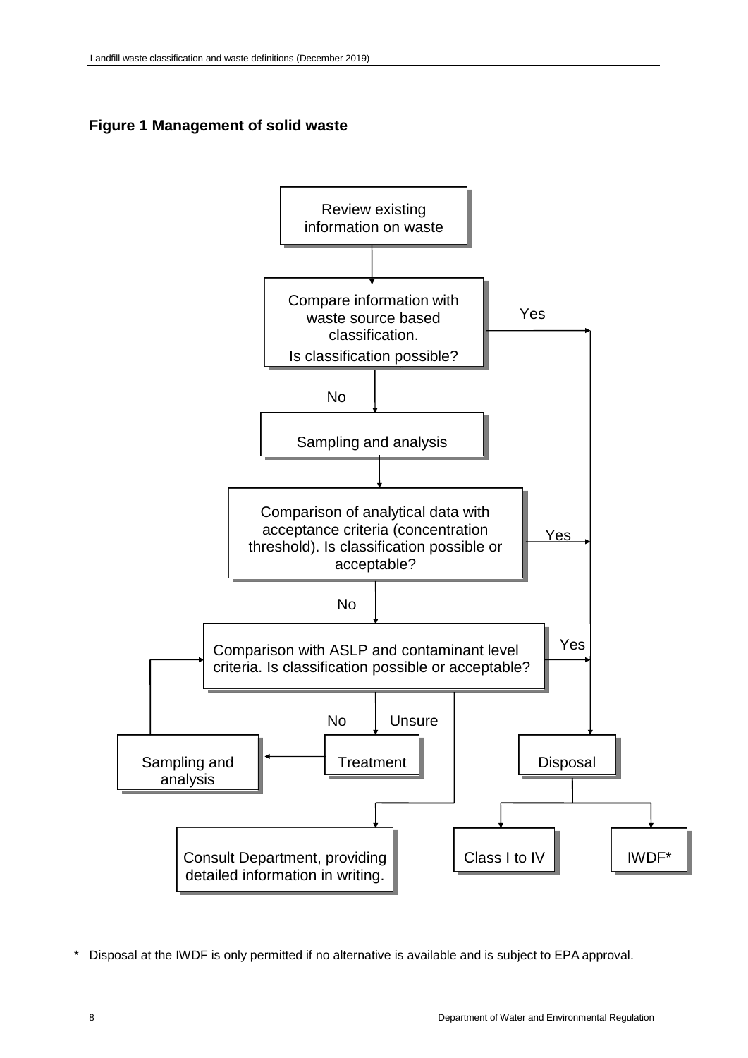**Figure 1 Management of solid waste**

Review existing information on waste

Compare information with waste source based classification. Is classification possible?

Yes

No

Sampling and analysis

Comparison of analytical data with acceptance criteria (concentration threshold). Is classification possible or acceptable?

Yes

No

Comparison with ASLP and contaminant level criteria. Is classification possible or acceptable?

Yes

No

Unsure

Sampling and analysis

Treatment

Disposal

Consult Department, providing detailed information in writing.

Class I to IV

IWDF*

\* Disposal at the IWDF is only permitted if no alternative is available and is subject to EPA approval.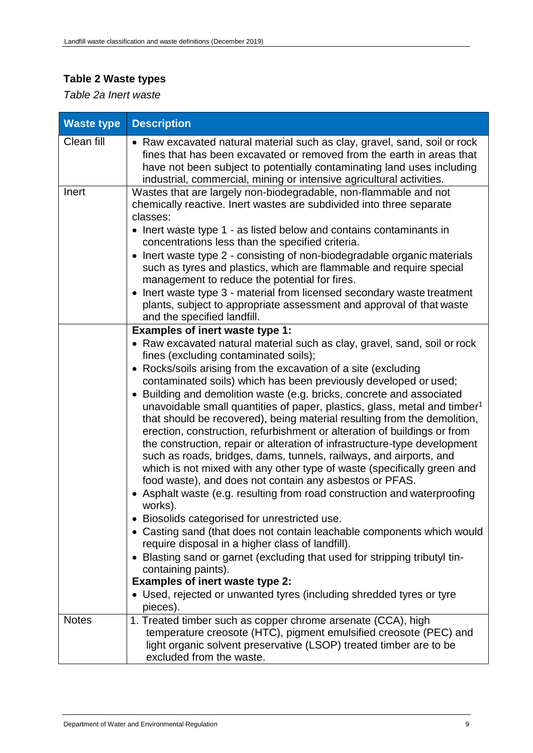**Table 2 Waste types**

*Table 2a Inert waste*

| Waste type | Description |
|---|---|
| Clean fill | • Raw excavated natural material such as clay, gravel, sand, soil or rock fines that has been excavated or removed from the earth in areas that have not been subject to potentially contaminating land uses including industrial, commercial, mining or intensive agricultural activities. |
| Inert | Wastes that are largely non-biodegradable, non-flammable and not chemically reactive. Inert wastes are subdivided into three separate classes:<br>• Inert waste type 1 - as listed below and contains contaminants in concentrations less than the specified criteria.<br>• Inert waste type 2 - consisting of non-biodegradable organic materials such as tyres and plastics, which are flammable and require special management to reduce the potential for fires.<br>• Inert waste type 3 - material from licensed secondary waste treatment plants, subject to appropriate assessment and approval of that waste and the specified landfill. |
| | **Examples of inert waste type 1:**<br>• Raw excavated natural material such as clay, gravel, sand, soil or rock fines (excluding contaminated soils);<br>• Rocks/soils arising from the excavation of a site (excluding contaminated soils) which has been previously developed or used;<br>• Building and demolition waste (e.g. bricks, concrete and associated unavoidable small quantities of paper, plastics, glass, metal and timber[1] that should be recovered), being material resulting from the demolition, erection, construction, refurbishment or alteration of buildings or from the construction, repair or alteration of infrastructure-type development such as roads, bridges, dams, tunnels, railways, and airports, and which is not mixed with any other type of waste (specifically green and food waste), and does not contain any asbestos or PFAS.<br>• Asphalt waste (e.g. resulting from road construction and waterproofing works).<br>• Biosolids categorised for unrestricted use.<br>• Casting sand (that does not contain leachable components which would require disposal in a higher class of landfill).<br>• Blasting sand or garnet (excluding that used for stripping tributyl tin-containing paints).<br>**Examples of inert waste type 2:**<br>• Used, rejected or unwanted tyres (including shredded tyres or tyre pieces). |
| Notes | 1. Treated timber such as copper chrome arsenate (CCA), high temperature creosote (HTC), pigment emulsified creosote (PEC) and light organic solvent preservative (LSOP) treated timber are to be excluded from the waste. |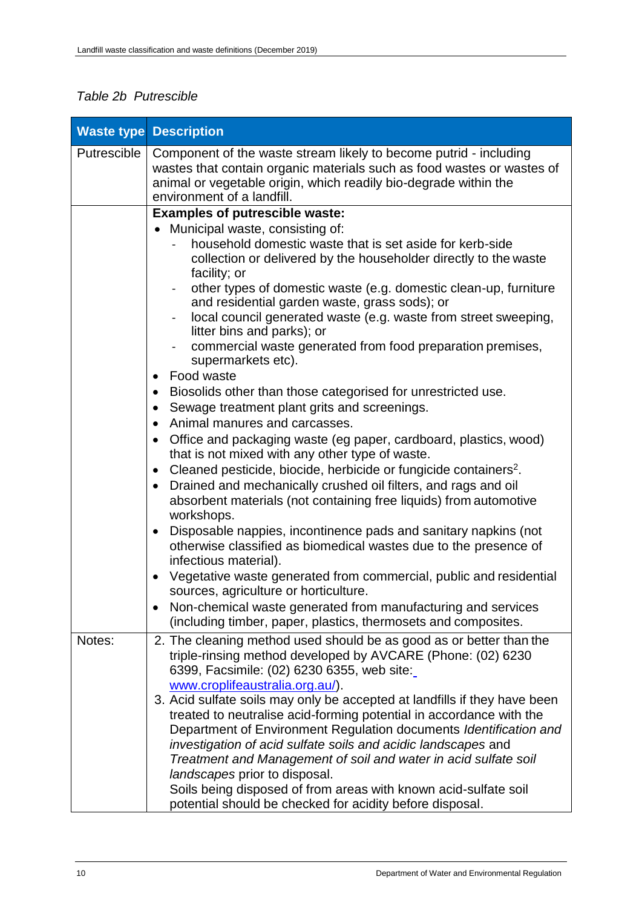*Table 2b Putrescible*

| Waste type | Description |
|---|---|
| Putrescible | Component of the waste stream likely to become putrid - including wastes that contain organic materials such as food wastes or wastes of animal or vegetable origin, which readily bio-degrade within the environment of a landfill. |
| | **Examples of putrescible waste:**<br>• Municipal waste, consisting of:<br>- household domestic waste that is set aside for kerb-side collection or delivered by the householder directly to the waste facility; or<br>- other types of domestic waste (e.g. domestic clean-up, furniture and residential garden waste, grass sods); or<br>- local council generated waste (e.g. waste from street sweeping, litter bins and parks); or<br>- commercial waste generated from food preparation premises, supermarkets etc).<br>• Food waste<br>• Biosolids other than those categorised for unrestricted use.<br>• Sewage treatment plant grits and screenings.<br>• Animal manures and carcasses.<br>• Office and packaging waste (eg paper, cardboard, plastics, wood) that is not mixed with any other type of waste.<br>• Cleaned pesticide, biocide, herbicide or fungicide containers[2].<br>• Drained and mechanically crushed oil filters, and rags and oil absorbent materials (not containing free liquids) from automotive workshops.<br>• Disposable nappies, incontinence pads and sanitary napkins (not otherwise classified as biomedical wastes due to the presence of infectious material).<br>• Vegetative waste generated from commercial, public and residential sources, agriculture or horticulture.<br>• Non-chemical waste generated from manufacturing and services (including timber, paper, plastics, thermosets and composites. |
| Notes: | 2. The cleaning method used should be as good as or better than the triple-rinsing method developed by AVCARE (Phone: (02) 6230 6399, Facsimile: (02) 6230 6355, web site: www.croplifeaustralia.org.au/).<br>3. Acid sulfate soils may only be accepted at landfills if they have been treated to neutralise acid-forming potential in accordance with the Department of Environment Regulation documents *Identification and investigation of acid sulfate soils and acidic landscapes* and *Treatment and Management of soil and water in acid sulfate soil landscapes* prior to disposal.<br>Soils being disposed of from areas with known acid-sulfate soil potential should be checked for acidity before disposal. |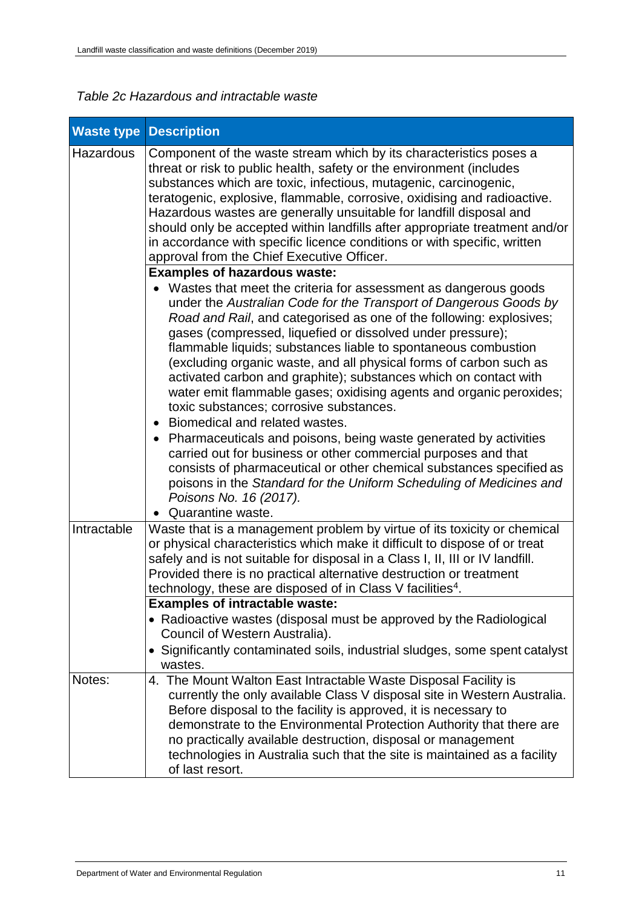*Table 2c Hazardous and intractable waste*

| Waste type | Description |
|---|---|
| Hazardous | Component of the waste stream which by its characteristics poses a threat or risk to public health, safety or the environment (includes substances which are toxic, infectious, mutagenic, carcinogenic, teratogenic, explosive, flammable, corrosive, oxidising and radioactive. Hazardous wastes are generally unsuitable for landfill disposal and should only be accepted within landfills after appropriate treatment and/or in accordance with specific licence conditions or with specific, written approval from the Chief Executive Officer. |
| | **Examples of hazardous waste:**<br>• Wastes that meet the criteria for assessment as dangerous goods under the *Australian Code for the Transport of Dangerous Goods by Road and Rail*, and categorised as one of the following: explosives; gases (compressed, liquefied or dissolved under pressure); flammable liquids; substances liable to spontaneous combustion (excluding organic waste, and all physical forms of carbon such as activated carbon and graphite); substances which on contact with water emit flammable gases; oxidising agents and organic peroxides; toxic substances; corrosive substances.<br>• Biomedical and related wastes.<br>• Pharmaceuticals and poisons, being waste generated by activities carried out for business or other commercial purposes and that consists of pharmaceutical or other chemical substances specified as poisons in the *Standard for the Uniform Scheduling of Medicines and Poisons No. 16 (2017).*<br>• Quarantine waste. |
| Intractable | Waste that is a management problem by virtue of its toxicity or chemical or physical characteristics which make it difficult to dispose of or treat safely and is not suitable for disposal in a Class I, II, III or IV landfill. Provided there is no practical alternative destruction or treatment technology, these are disposed of in Class V facilities[4]. |
| | **Examples of intractable waste:**<br>• Radioactive wastes (disposal must be approved by the Radiological Council of Western Australia).<br>• Significantly contaminated soils, industrial sludges, some spent catalyst wastes. |
| Notes: | 4. The Mount Walton East Intractable Waste Disposal Facility is currently the only available Class V disposal site in Western Australia. Before disposal to the facility is approved, it is necessary to demonstrate to the Environmental Protection Authority that there are no practically available destruction, disposal or management technologies in Australia such that the site is maintained as a facility of last resort. |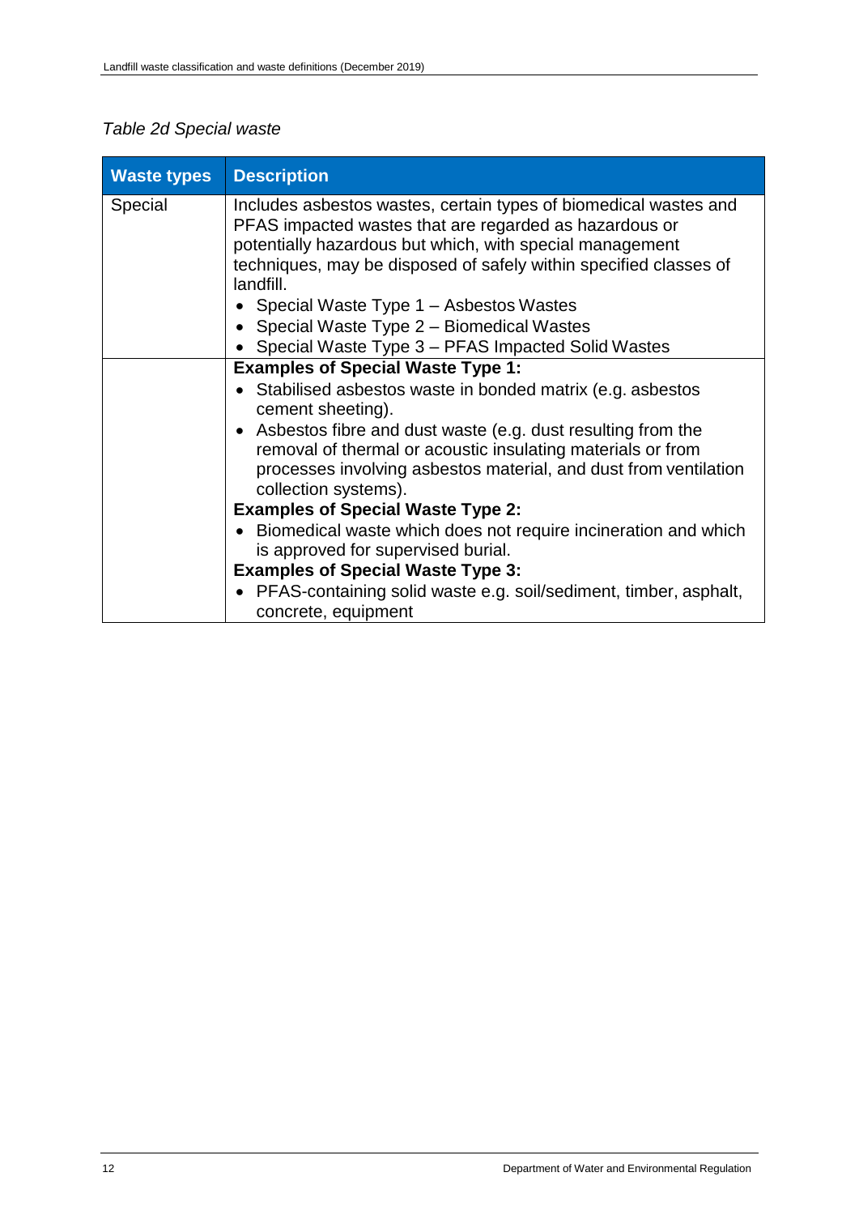*Table 2d Special waste*

| Waste types | Description |
|---|---|
| Special | Includes asbestos wastes, certain types of biomedical wastes and PFAS impacted wastes that are regarded as hazardous or potentially hazardous but which, with special management techniques, may be disposed of safely within specified classes of landfill.<br>• Special Waste Type 1 – Asbestos Wastes<br>• Special Waste Type 2 – Biomedical Wastes<br>• Special Waste Type 3 – PFAS Impacted Solid Wastes |
| | **Examples of Special Waste Type 1:**<br>• Stabilised asbestos waste in bonded matrix (e.g. asbestos cement sheeting).<br>• Asbestos fibre and dust waste (e.g. dust resulting from the removal of thermal or acoustic insulating materials or from processes involving asbestos material, and dust from ventilation collection systems).<br>**Examples of Special Waste Type 2:**<br>• Biomedical waste which does not require incineration and which is approved for supervised burial.<br>**Examples of Special Waste Type 3:**<br>• PFAS-containing solid waste e.g. soil/sediment, timber, asphalt, concrete, equipment |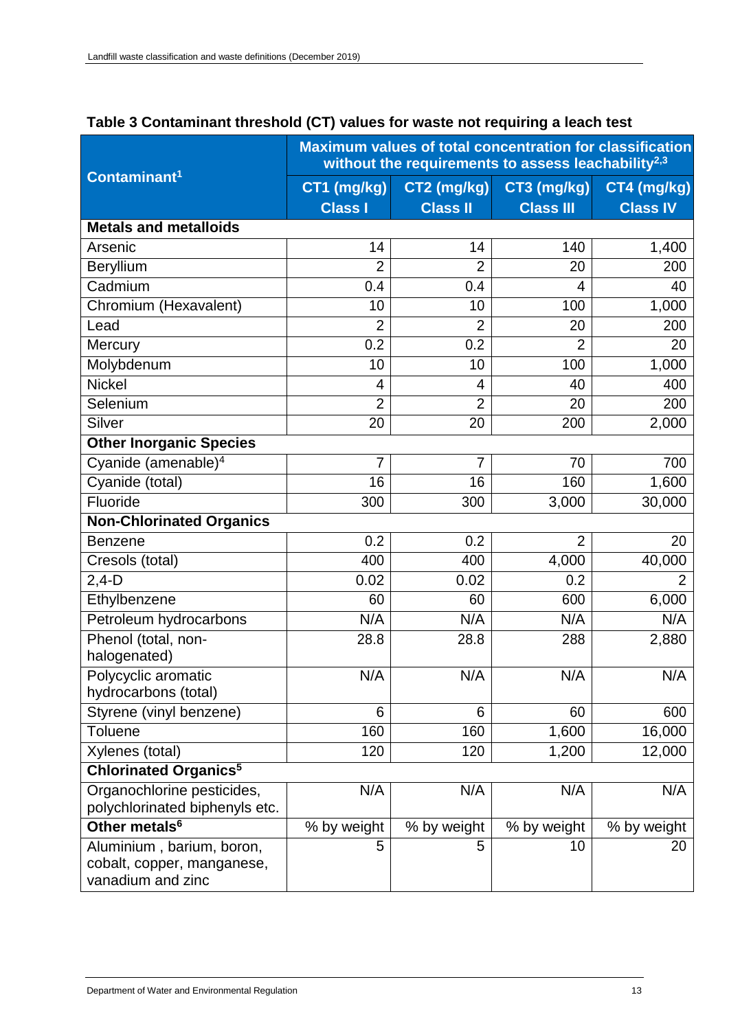**Table 3 Contaminant threshold (CT) values for waste not requiring a leach test**

| Contaminant[1] | Maximum values of total concentration for classification without the requirements to assess leachability[2,3] | | | |
|---|---|---|---|---|
| | CT1 (mg/kg) Class I | CT2 (mg/kg) Class II | CT3 (mg/kg) Class III | CT4 (mg/kg) Class IV |
| **Metals and metalloids** | | | | |
| Arsenic | 14 | 14 | 140 | 1,400 |
| Beryllium | 2 | 2 | 20 | 200 |
| Cadmium | 0.4 | 0.4 | 4 | 40 |
| Chromium (Hexavalent) | 10 | 10 | 100 | 1,000 |
| Lead | 2 | 2 | 20 | 200 |
| Mercury | 0.2 | 0.2 | 2 | 20 |
| Molybdenum | 10 | 10 | 100 | 1,000 |
| Nickel | 4 | 4 | 40 | 400 |
| Selenium | 2 | 2 | 20 | 200 |
| Silver | 20 | 20 | 200 | 2,000 |
| **Other Inorganic Species** | | | | |
| Cyanide (amenable)[4] | 7 | 7 | 70 | 700 |
| Cyanide (total) | 16 | 16 | 160 | 1,600 |
| Fluoride | 300 | 300 | 3,000 | 30,000 |
| **Non-Chlorinated Organics** | | | | |
| Benzene | 0.2 | 0.2 | 2 | 20 |
| Cresols (total) | 400 | 400 | 4,000 | 40,000 |
| 2,4-D | 0.02 | 0.02 | 0.2 | 2 |
| Ethylbenzene | 60 | 60 | 600 | 6,000 |
| Petroleum hydrocarbons | N/A | N/A | N/A | N/A |
| Phenol (total, non-halogenated) | 28.8 | 28.8 | 288 | 2,880 |
| Polycyclic aromatic hydrocarbons (total) | N/A | N/A | N/A | N/A |
| Styrene (vinyl benzene) | 6 | 6 | 60 | 600 |
| Toluene | 160 | 160 | 1,600 | 16,000 |
| Xylenes (total) | 120 | 120 | 1,200 | 12,000 |
| **Chlorinated Organics[5]** | | | | |
| Organochlorine pesticides, polychlorinated biphenyls etc. | N/A | N/A | N/A | N/A |
| **Other metals[6]** | % by weight | % by weight | % by weight | % by weight |
| Aluminium , barium, boron, cobalt, copper, manganese, vanadium and zinc | 5 | 5 | 10 | 20 |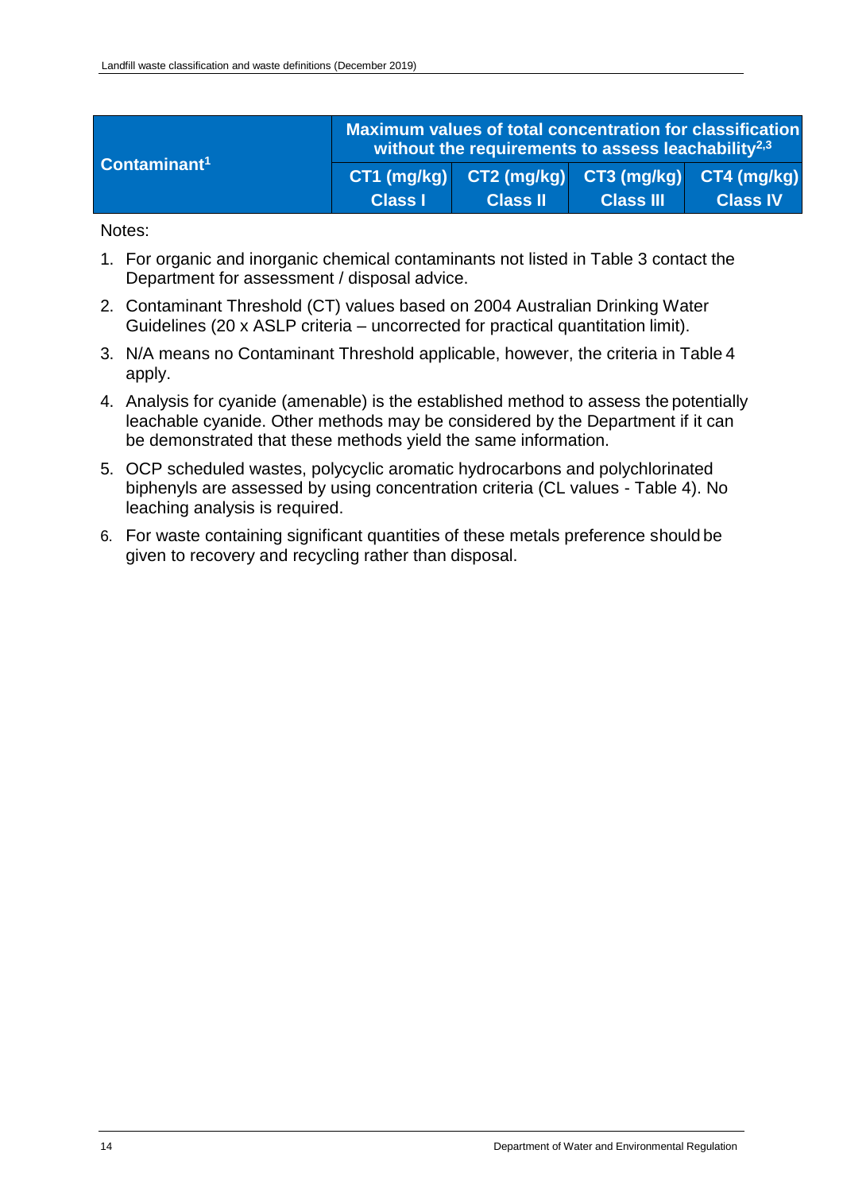| Contaminant[1] | Maximum values of total concentration for classification without the requirements to assess leachability[2,3] | | | |
|---|---|---|---|---|
| | CT1 (mg/kg) Class I | CT2 (mg/kg) Class II | CT3 (mg/kg) Class III | CT4 (mg/kg) Class IV |

Notes:

1. For organic and inorganic chemical contaminants not listed in Table 3 contact the Department for assessment / disposal advice.
2. Contaminant Threshold (CT) values based on 2004 Australian Drinking Water Guidelines (20 x ASLP criteria – uncorrected for practical quantitation limit).
3. N/A means no Contaminant Threshold applicable, however, the criteria in Table 4 apply.
4. Analysis for cyanide (amenable) is the established method to assess the potentially leachable cyanide. Other methods may be considered by the Department if it can be demonstrated that these methods yield the same information.
5. OCP scheduled wastes, polycyclic aromatic hydrocarbons and polychlorinated biphenyls are assessed by using concentration criteria (CL values - Table 4). No leaching analysis is required.
6. For waste containing significant quantities of these metals preference should be given to recovery and recycling rather than disposal.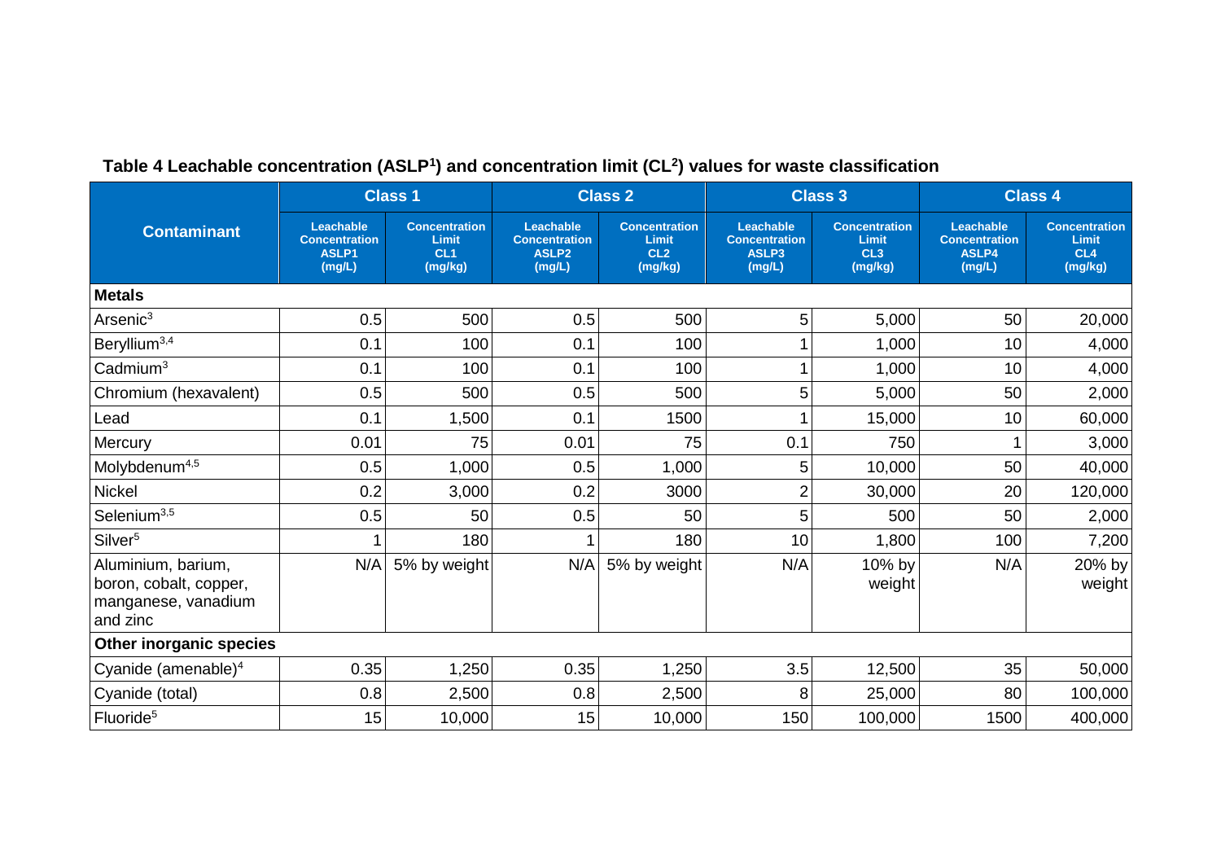**Table 4 Leachable concentration (ASLP[1]) and concentration limit (CL[2]) values for waste classification**

| Contaminant | Class 1 | | Class 2 | | Class 3 | | Class 4 | |
|---|---|---|---|---|---|---|---|---|
| | Leachable Concentration ASLP1 (mg/L) | Concentration Limit CL1 (mg/kg) | Leachable Concentration ASLP2 (mg/L) | Concentration Limit CL2 (mg/kg) | Leachable Concentration ASLP3 (mg/L) | Concentration Limit CL3 (mg/kg) | Leachable Concentration ASLP4 (mg/L) | Concentration Limit CL4 (mg/kg) |
| **Metals** | | | | | | | | |
| Arsenic[3] | 0.5 | 500 | 0.5 | 500 | 5 | 5,000 | 50 | 20,000 |
| Beryllium[3,4] | 0.1 | 100 | 0.1 | 100 | 1 | 1,000 | 10 | 4,000 |
| Cadmium[3] | 0.1 | 100 | 0.1 | 100 | 1 | 1,000 | 10 | 4,000 |
| Chromium (hexavalent) | 0.5 | 500 | 0.5 | 500 | 5 | 5,000 | 50 | 2,000 |
| Lead | 0.1 | 1,500 | 0.1 | 1500 | 1 | 15,000 | 10 | 60,000 |
| Mercury | 0.01 | 75 | 0.01 | 75 | 0.1 | 750 | 1 | 3,000 |
| Molybdenum[4,5] | 0.5 | 1,000 | 0.5 | 1,000 | 5 | 10,000 | 50 | 40,000 |
| Nickel | 0.2 | 3,000 | 0.2 | 3000 | 2 | 30,000 | 20 | 120,000 |
| Selenium[3,5] | 0.5 | 50 | 0.5 | 50 | 5 | 500 | 50 | 2,000 |
| Silver[5] | 1 | 180 | 1 | 180 | 10 | 1,800 | 100 | 7,200 |
| Aluminium, barium, boron, cobalt, copper, manganese, vanadium and zinc | N/A | 5% by weight | N/A | 5% by weight | N/A | 10% by weight | N/A | 20% by weight |
| **Other inorganic species** | | | | | | | | |
| Cyanide (amenable)[4] | 0.35 | 1,250 | 0.35 | 1,250 | 3.5 | 12,500 | 35 | 50,000 |
| Cyanide (total) | 0.8 | 2,500 | 0.8 | 2,500 | 8 | 25,000 | 80 | 100,000 |
| Fluoride[5] | 15 | 10,000 | 15 | 10,000 | 150 | 100,000 | 1500 | 400,000 |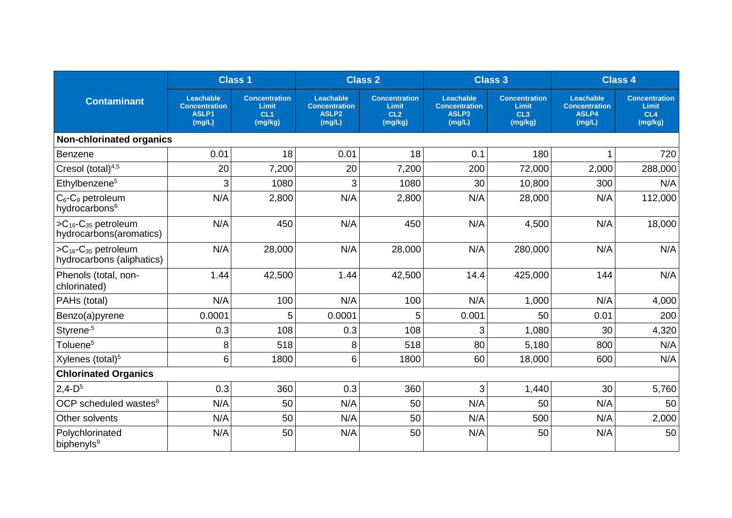| Contaminant | Class 1 | | Class 2 | | Class 3 | | Class 4 | |
|---|---|---|---|---|---|---|---|---|
| | Leachable Concentration ASLP1 (mg/L) | Concentration Limit CL1 (mg/kg) | Leachable Concentration ASLP2 (mg/L) | Concentration Limit CL2 (mg/kg) | Leachable Concentration ASLP3 (mg/L) | Concentration Limit CL3 (mg/kg) | Leachable Concentration ASLP4 (mg/L) | Concentration Limit CL4 (mg/kg) |
| **Non-chlorinated organics** | | | | | | | | |
| Benzene | 0.01 | 18 | 0.01 | 18 | 0.1 | 180 | 1 | 720 |
| Cresol (total)[4,5] | 20 | 7,200 | 20 | 7,200 | 200 | 72,000 | 2,000 | 288,000 |
| Ethylbenzene[5] | 3 | 1080 | 3 | 1080 | 30 | 10,800 | 300 | N/A |
| $C_6$-$C_9$ petroleum hydrocarbons[6] | N/A | 2,800 | N/A | 2,800 | N/A | 28,000 | N/A | 112,000 |
| >$C_{16}$-$C_{35}$ petroleum hydrocarbons(aromatics) | N/A | 450 | N/A | 450 | N/A | 4,500 | N/A | 18,000 |
| >$C_{16}$-$C_{35}$ petroleum hydrocarbons (aliphatics) | N/A | 28,000 | N/A | 28,000 | N/A | 280,000 | N/A | N/A |
| Phenols (total, non-chlorinated) | 1.44 | 42,500 | 1.44 | 42,500 | 14.4 | 425,000 | 144 | N/A |
| PAHs (total) | N/A | 100 | N/A | 100 | N/A | 1,000 | N/A | 4,000 |
| Benzo(a)pyrene | 0.0001 | 5 | 0.0001 | 5 | 0.001 | 50 | 0.01 | 200 |
| Styrene[5] | 0.3 | 108 | 0.3 | 108 | 3 | 1,080 | 30 | 4,320 |
| Toluene[5] | 8 | 518 | 8 | 518 | 80 | 5,180 | 800 | N/A |
| Xylenes (total)[5] | 6 | 1800 | 6 | 1800 | 60 | 18,000 | 600 | N/A |
| **Chlorinated Organics** | | | | | | | | |
| 2,4-D[5] | 0.3 | 360 | 0.3 | 360 | 3 | 1,440 | 30 | 5,760 |
| OCP scheduled wastes[8] | N/A | 50 | N/A | 50 | N/A | 50 | N/A | 50 |
| Other solvents | N/A | 50 | N/A | 50 | N/A | 500 | N/A | 2,000 |
| Polychlorinated biphenyls[9] | N/A | 50 | N/A | 50 | N/A | 50 | N/A | 50 |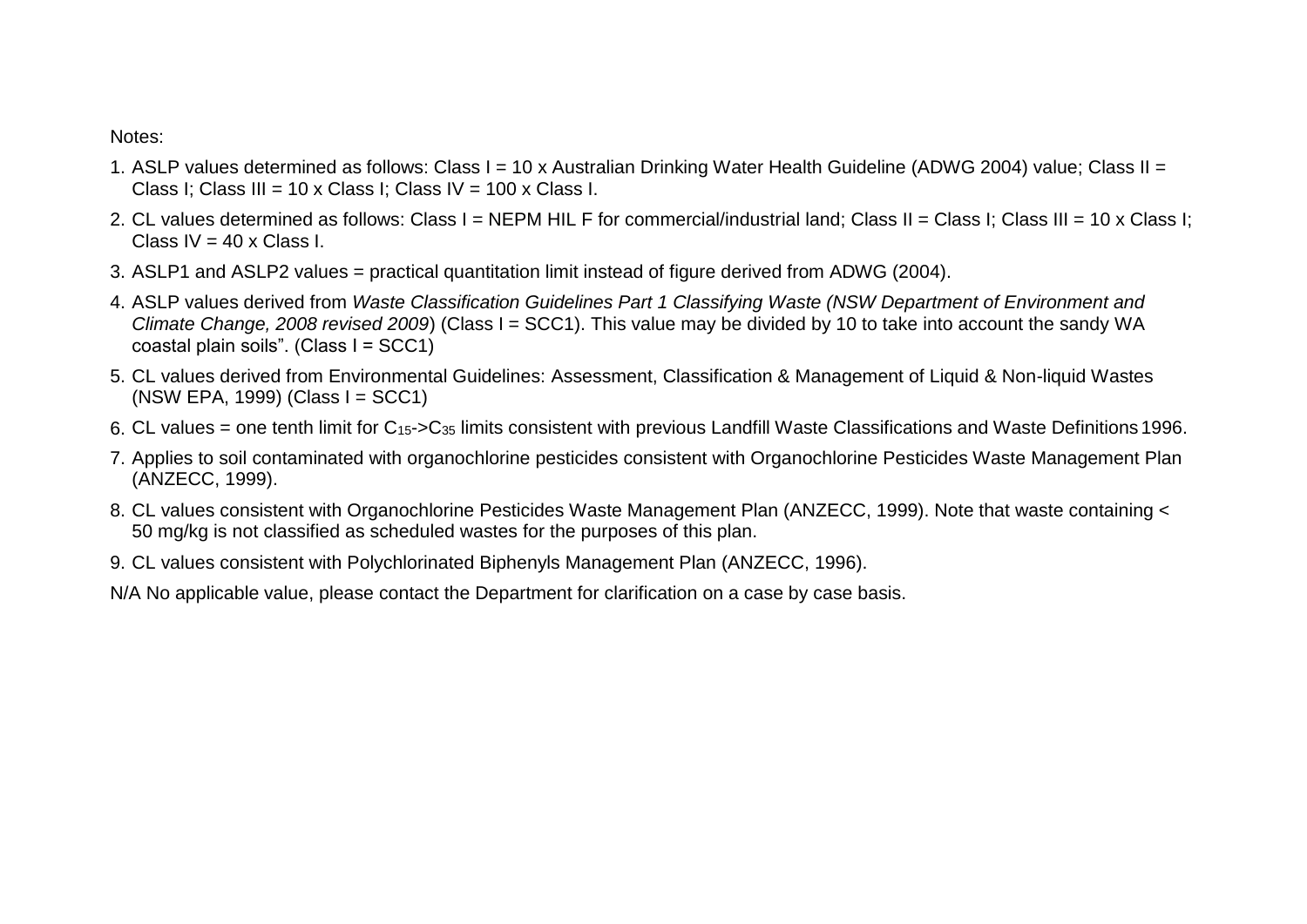Notes:

1. ASLP values determined as follows: Class I = 10 x Australian Drinking Water Health Guideline (ADWG 2004) value; Class II = Class I; Class III = 10 x Class I; Class IV = 100 x Class I.
2. CL values determined as follows: Class I = NEPM HIL F for commercial/industrial land; Class II = Class I; Class III = 10 x Class I; Class IV = 40 x Class I.
3. ASLP1 and ASLP2 values = practical quantitation limit instead of figure derived from ADWG (2004).
4. ASLP values derived from *Waste Classification Guidelines Part 1 Classifying Waste (NSW Department of Environment and Climate Change, 2008 revised 2009*) (Class I = SCC1). This value may be divided by 10 to take into account the sandy WA coastal plain soils". (Class I = SCC1)
5. CL values derived from Environmental Guidelines: Assessment, Classification & Management of Liquid & Non-liquid Wastes (NSW EPA, 1999) (Class I = SCC1)
6. CL values = one tenth limit for $C_{15}$->$C_{35}$ limits consistent with previous Landfill Waste Classifications and Waste Definitions 1996.
7. Applies to soil contaminated with organochlorine pesticides consistent with Organochlorine Pesticides Waste Management Plan (ANZECC, 1999).
8. CL values consistent with Organochlorine Pesticides Waste Management Plan (ANZECC, 1999). Note that waste containing < 50 mg/kg is not classified as scheduled wastes for the purposes of this plan.
9. CL values consistent with Polychlorinated Biphenyls Management Plan (ANZECC, 1996).

N/A No applicable value, please contact the Department for clarification on a case by case basis.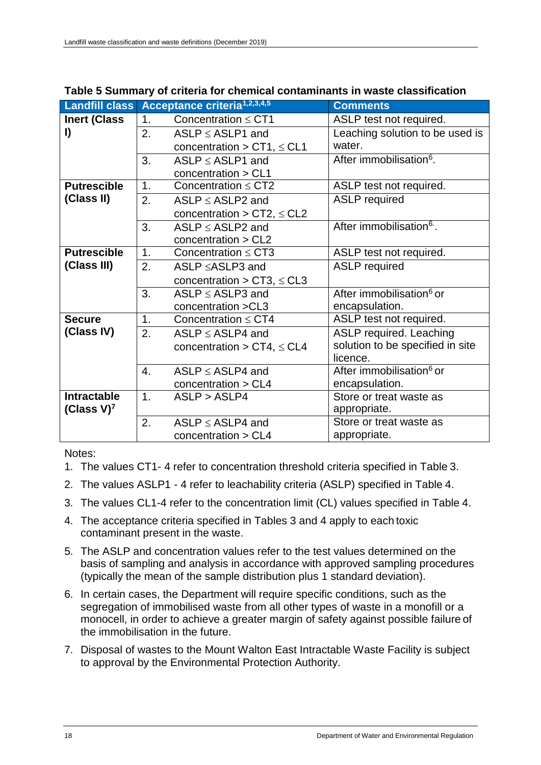**Table 5 Summary of criteria for chemical contaminants in waste classification**

| Landfill class | Acceptance criteria[1,2,3,4,5] | | Comments |
|---|---|---|---|
| **Inert (Class I)** | 1. | Concentration ≤ CT1 | ASLP test not required. |
| | 2. | ASLP ≤ ASLP1 and concentration > CT1, ≤ CL1 | Leaching solution to be used is water. |
| | 3. | ASLP ≤ ASLP1 and concentration > CL1 | After immobilisation[6]. |
| **Putrescible (Class II)** | 1. | Concentration ≤ CT2 | ASLP test not required. |
| | 2. | ASLP ≤ ASLP2 and concentration > CT2, ≤ CL2 | ASLP required |
| | 3. | ASLP ≤ ASLP2 and concentration > CL2 | After immobilisation[6]. |
| **Putrescible (Class III)** | 1. | Concentration ≤ CT3 | ASLP test not required. |
| | 2. | ASLP ≤ASLP3 and concentration > CT3, ≤ CL3 | ASLP required |
| | 3. | ASLP ≤ ASLP3 and concentration >CL3 | After immobilisation[6] or encapsulation. |
| **Secure (Class IV)** | 1. | Concentration ≤ CT4 | ASLP test not required. |
| | 2. | ASLP ≤ ASLP4 and concentration > CT4, ≤ CL4 | ASLP required. Leaching solution to be specified in site licence. |
| | 4. | ASLP ≤ ASLP4 and concentration > CL4 | After immobilisation[6] or encapsulation. |
| **Intractable (Class V)[7]** | 1. | ASLP > ASLP4 | Store or treat waste as appropriate. |
| | 2. | ASLP ≤ ASLP4 and concentration > CL4 | Store or treat waste as appropriate. |

Notes:

1. The values CT1- 4 refer to concentration threshold criteria specified in Table 3.
2. The values ASLP1 - 4 refer to leachability criteria (ASLP) specified in Table 4.
3. The values CL1-4 refer to the concentration limit (CL) values specified in Table 4.
4. The acceptance criteria specified in Tables 3 and 4 apply to each toxic contaminant present in the waste.
5. The ASLP and concentration values refer to the test values determined on the basis of sampling and analysis in accordance with approved sampling procedures (typically the mean of the sample distribution plus 1 standard deviation).
6. In certain cases, the Department will require specific conditions, such as the segregation of immobilised waste from all other types of waste in a monofill or a monocell, in order to achieve a greater margin of safety against possible failure of the immobilisation in the future.
7. Disposal of wastes to the Mount Walton East Intractable Waste Facility is subject to approval by the Environmental Protection Authority.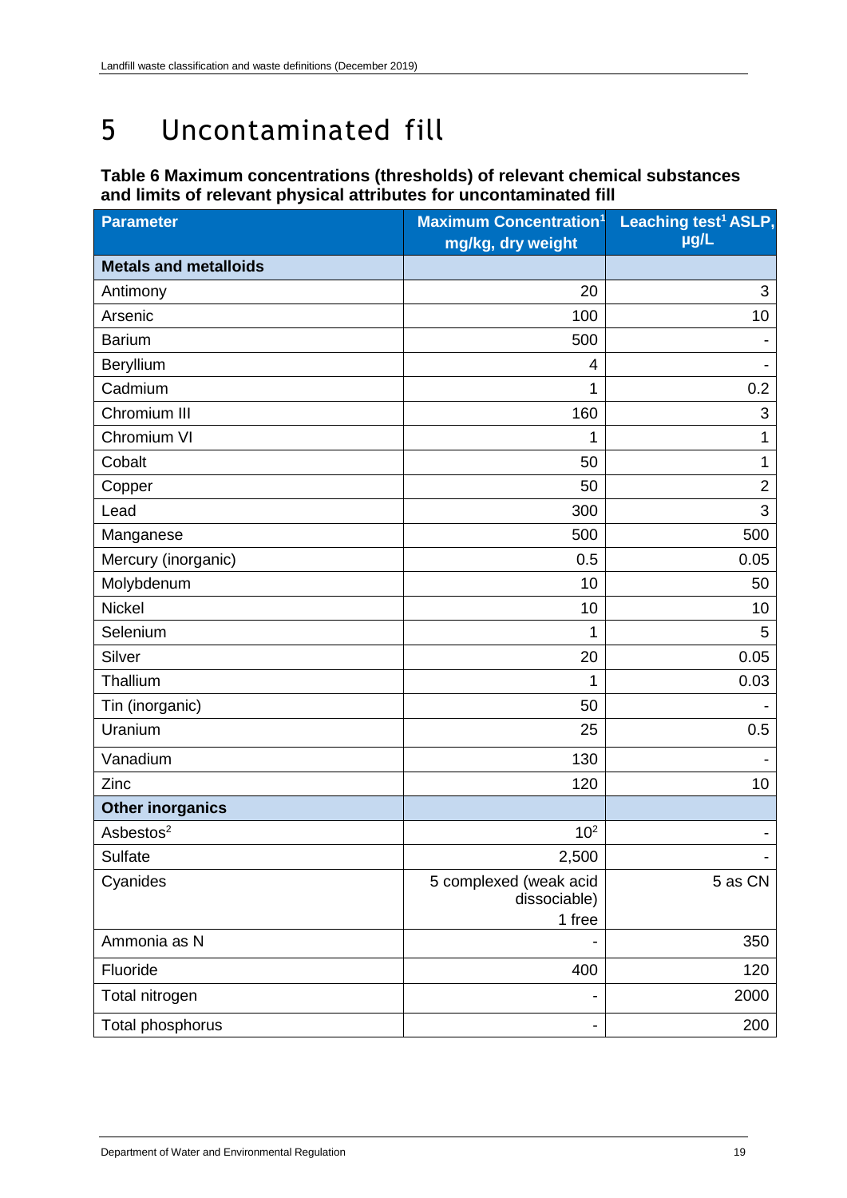# 5 Uncontaminated fill

**Table 6 Maximum concentrations (thresholds) of relevant chemical substances and limits of relevant physical attributes for uncontaminated fill**

| Parameter | Maximum Concentration[1] mg/kg, dry weight | Leaching test[1] ASLP, µg/L |
|---|---|---|
| **Metals and metalloids** | | |
| Antimony | 20 | 3 |
| Arsenic | 100 | 10 |
| Barium | 500 | - |
| Beryllium | 4 | - |
| Cadmium | 1 | 0.2 |
| Chromium III | 160 | 3 |
| Chromium VI | 1 | 1 |
| Cobalt | 50 | 1 |
| Copper | 50 | 2 |
| Lead | 300 | 3 |
| Manganese | 500 | 500 |
| Mercury (inorganic) | 0.5 | 0.05 |
| Molybdenum | 10 | 50 |
| Nickel | 10 | 10 |
| Selenium | 1 | 5 |
| Silver | 20 | 0.05 |
| Thallium | 1 | 0.03 |
| Tin (inorganic) | 50 | - |
| Uranium | 25 | 0.5 |
| Vanadium | 130 | - |
| Zinc | 120 | 10 |
| **Other inorganics** | | |
| Asbestos[2] | 10[2] | - |
| Sulfate | 2,500 | - |
| Cyanides | 5 complexed (weak acid dissociable) 1 free | 5 as CN |
| Ammonia as N | - | 350 |
| Fluoride | 400 | 120 |
| Total nitrogen | - | 2000 |
| Total phosphorus | - | 200 |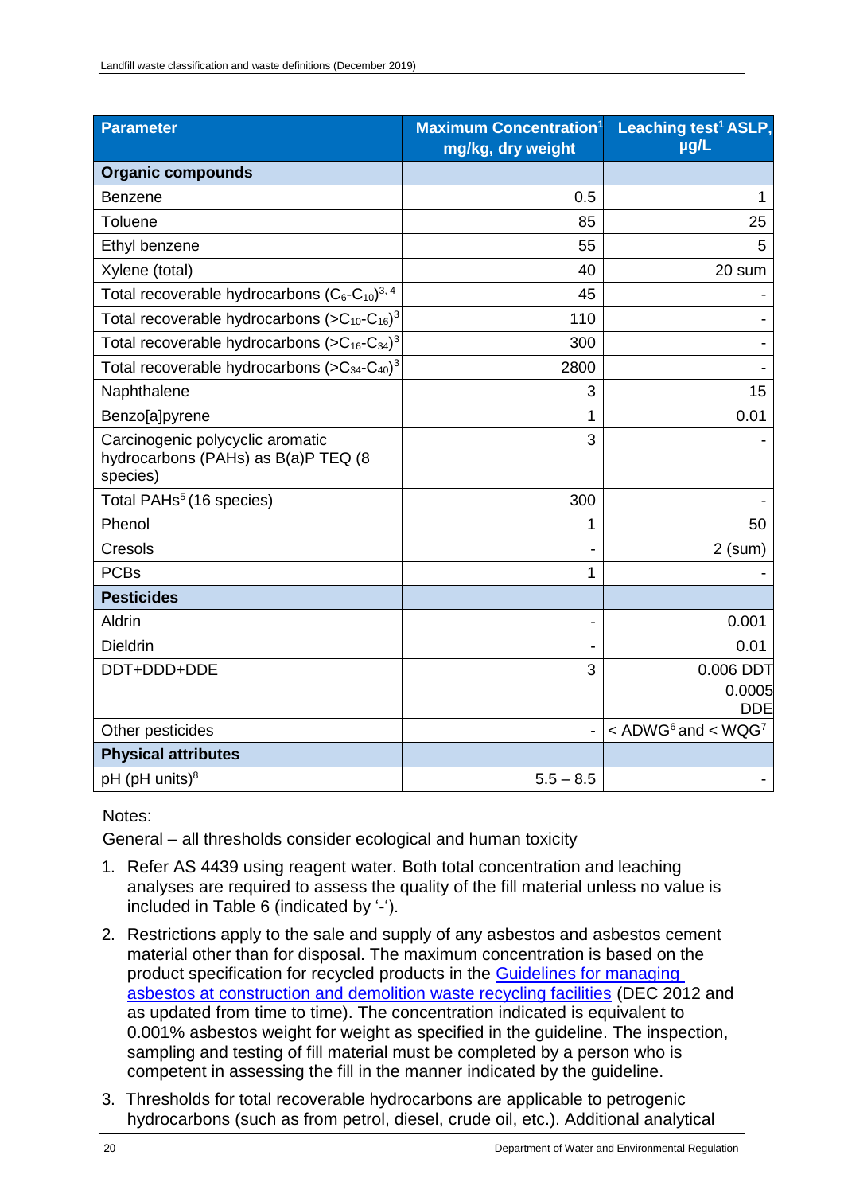| Parameter | Maximum Concentration[1] mg/kg, dry weight | Leaching test[1] ASLP, µg/L |
|---|---|---|
| **Organic compounds** | | |
| Benzene | 0.5 | 1 |
| Toluene | 85 | 25 |
| Ethyl benzene | 55 | 5 |
| Xylene (total) | 40 | 20 sum |
| Total recoverable hydrocarbons ($C_6$-$C_{10}$)[3, 4] | 45 | - |
| Total recoverable hydrocarbons (>$C_{10}$-$C_{16}$)[3] | 110 | - |
| Total recoverable hydrocarbons (>$C_{16}$-$C_{34}$)[3] | 300 | - |
| Total recoverable hydrocarbons (>$C_{34}$-$C_{40}$)[3] | 2800 | - |
| Naphthalene | 3 | 15 |
| Benzo[a]pyrene | 1 | 0.01 |
| Carcinogenic polycyclic aromatic hydrocarbons (PAHs) as B(a)P TEQ (8 species) | 3 | - |
| Total PAHs[5] (16 species) | 300 | - |
| Phenol | 1 | 50 |
| Cresols | - | 2 (sum) |
| PCBs | 1 | - |
| **Pesticides** | | |
| Aldrin | - | 0.001 |
| Dieldrin | - | 0.01 |
| DDT+DDD+DDE | 3 | 0.006 DDT 0.0005 DDE |
| Other pesticides | - | < ADWG[6] and < WQG[7] |
| **Physical attributes** | | |
| pH (pH units)[8] | 5.5 – 8.5 | - |

Notes:

General – all thresholds consider ecological and human toxicity

1. Refer AS 4439 using reagent water. Both total concentration and leaching analyses are required to assess the quality of the fill material unless no value is included in Table 6 (indicated by '-').
2. Restrictions apply to the sale and supply of any asbestos and asbestos cement material other than for disposal. The maximum concentration is based on the product specification for recycled products in the Guidelines for managing asbestos at construction and demolition waste recycling facilities (DEC 2012 and as updated from time to time). The concentration indicated is equivalent to 0.001% asbestos weight for weight as specified in the guideline. The inspection, sampling and testing of fill material must be completed by a person who is competent in assessing the fill in the manner indicated by the guideline.
3. Thresholds for total recoverable hydrocarbons are applicable to petrogenic hydrocarbons (such as from petrol, diesel, crude oil, etc.). Additional analytical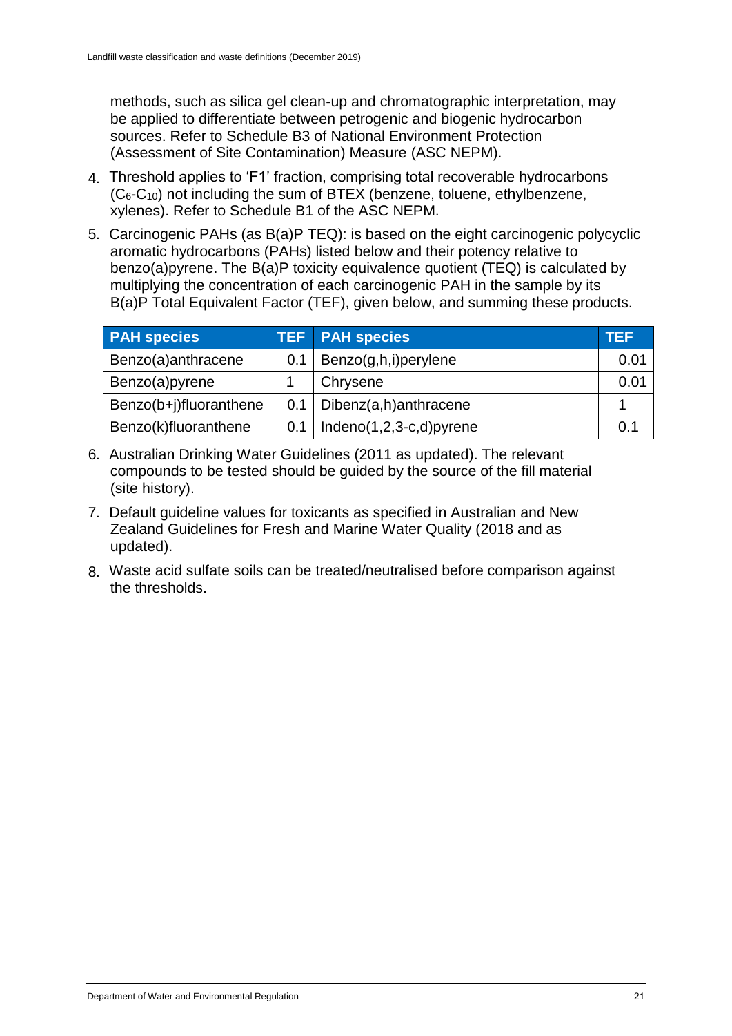methods, such as silica gel clean-up and chromatographic interpretation, may be applied to differentiate between petrogenic and biogenic hydrocarbon sources. Refer to Schedule B3 of National Environment Protection (Assessment of Site Contamination) Measure (ASC NEPM).

4. Threshold applies to 'F1' fraction, comprising total recoverable hydrocarbons ($C_6$-$C_{10}$) not including the sum of BTEX (benzene, toluene, ethylbenzene, xylenes). Refer to Schedule B1 of the ASC NEPM.
5. Carcinogenic PAHs (as B(a)P TEQ): is based on the eight carcinogenic polycyclic aromatic hydrocarbons (PAHs) listed below and their potency relative to benzo(a)pyrene. The B(a)P toxicity equivalence quotient (TEQ) is calculated by multiplying the concentration of each carcinogenic PAH in the sample by its B(a)P Total Equivalent Factor (TEF), given below, and summing these products.

| PAH species | TEF | PAH species | TEF |
|---|---|---|---|
| Benzo(a)anthracene | 0.1 | Benzo(g,h,i)perylene | 0.01 |
| Benzo(a)pyrene | 1 | Chrysene | 0.01 |
| Benzo(b+j)fluoranthene | 0.1 | Dibenz(a,h)anthracene | 1 |
| Benzo(k)fluoranthene | 0.1 | Indeno(1,2,3-c,d)pyrene | 0.1 |

6. Australian Drinking Water Guidelines (2011 as updated). The relevant compounds to be tested should be guided by the source of the fill material (site history).
7. Default guideline values for toxicants as specified in Australian and New Zealand Guidelines for Fresh and Marine Water Quality (2018 and as updated).
8. Waste acid sulfate soils can be treated/neutralised before comparison against the thresholds.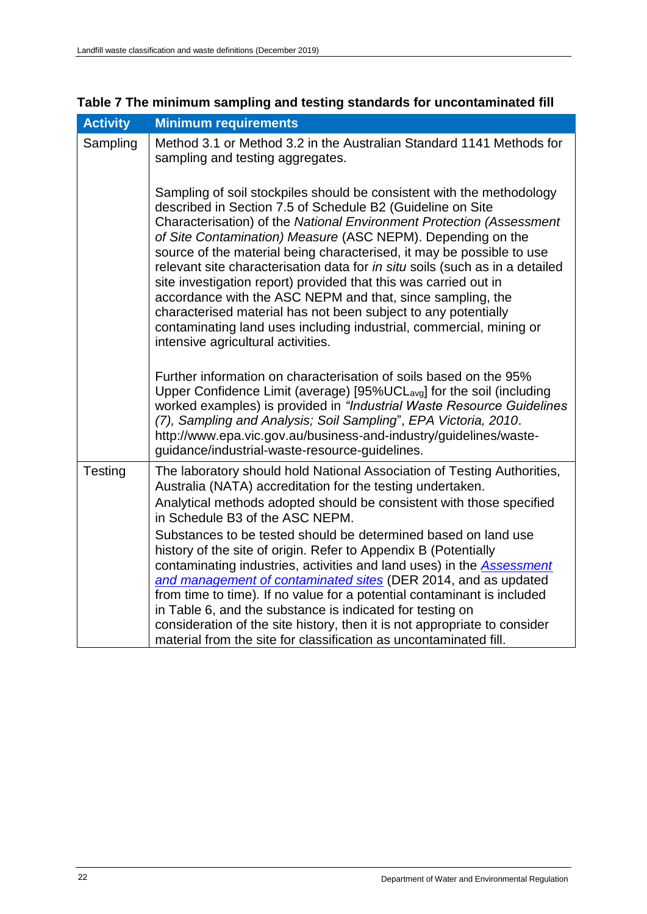**Table 7 The minimum sampling and testing standards for uncontaminated fill**

| Activity | Minimum requirements |
| --- | --- |
| Sampling | Method 3.1 or Method 3.2 in the Australian Standard 1141 Methods for sampling and testing aggregates.<br><br>Sampling of soil stockpiles should be consistent with the methodology described in Section 7.5 of Schedule B2 (Guideline on Site Characterisation) of the *National Environment Protection (Assessment of Site Contamination) Measure* (ASC NEPM). Depending on the source of the material being characterised, it may be possible to use relevant site characterisation data for *in situ* soils (such as in a detailed site investigation report) provided that this was carried out in accordance with the ASC NEPM and that, since sampling, the characterised material has not been subject to any potentially contaminating land uses including industrial, commercial, mining or intensive agricultural activities.<br><br>Further information on characterisation of soils based on the 95% Upper Confidence Limit (average) [95%$UCL_{avg}$] for the soil (including worked examples) is provided in *"Industrial Waste Resource Guidelines (7), Sampling and Analysis; Soil Sampling*", *EPA Victoria, 2010*. http://www.epa.vic.gov.au/business-and-industry/guidelines/waste-guidance/industrial-waste-resource-guidelines. |
| Testing | The laboratory should hold National Association of Testing Authorities, Australia (NATA) accreditation for the testing undertaken.<br>Analytical methods adopted should be consistent with those specified in Schedule B3 of the ASC NEPM.<br>Substances to be tested should be determined based on land use history of the site of origin. Refer to Appendix B (Potentially contaminating industries, activities and land uses) in the *Assessment and management of contaminated sites* (DER 2014, and as updated from time to time). If no value for a potential contaminant is included in Table 6, and the substance is indicated for testing on consideration of the site history, then it is not appropriate to consider material from the site for classification as uncontaminated fill. |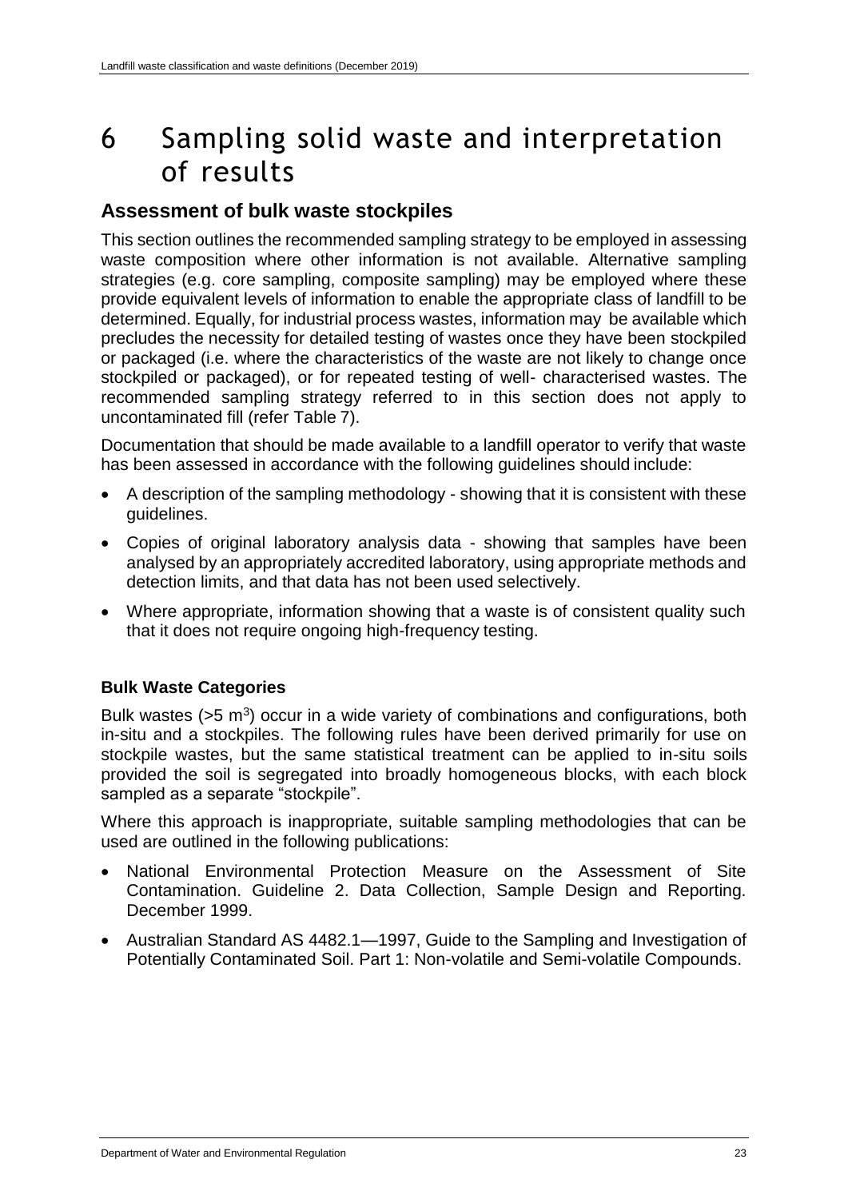# 6 Sampling solid waste and interpretation of results

## Assessment of bulk waste stockpiles

This section outlines the recommended sampling strategy to be employed in assessing waste composition where other information is not available. Alternative sampling strategies (e.g. core sampling, composite sampling) may be employed where these provide equivalent levels of information to enable the appropriate class of landfill to be determined. Equally, for industrial process wastes, information may be available which precludes the necessity for detailed testing of wastes once they have been stockpiled or packaged (i.e. where the characteristics of the waste are not likely to change once stockpiled or packaged), or for repeated testing of well- characterised wastes. The recommended sampling strategy referred to in this section does not apply to uncontaminated fill (refer Table 7).

Documentation that should be made available to a landfill operator to verify that waste has been assessed in accordance with the following guidelines should include:

- A description of the sampling methodology - showing that it is consistent with these guidelines.
- Copies of original laboratory analysis data - showing that samples have been analysed by an appropriately accredited laboratory, using appropriate methods and detection limits, and that data has not been used selectively.
- Where appropriate, information showing that a waste is of consistent quality such that it does not require ongoing high-frequency testing.

### Bulk Waste Categories

Bulk wastes (>5 $m^3$) occur in a wide variety of combinations and configurations, both in-situ and a stockpiles. The following rules have been derived primarily for use on stockpile wastes, but the same statistical treatment can be applied to in-situ soils provided the soil is segregated into broadly homogeneous blocks, with each block sampled as a separate "stockpile".

Where this approach is inappropriate, suitable sampling methodologies that can be used are outlined in the following publications:

- National Environmental Protection Measure on the Assessment of Site Contamination. Guideline 2. Data Collection, Sample Design and Reporting. December 1999.
- Australian Standard AS 4482.1—1997, Guide to the Sampling and Investigation of Potentially Contaminated Soil. Part 1: Non-volatile and Semi-volatile Compounds.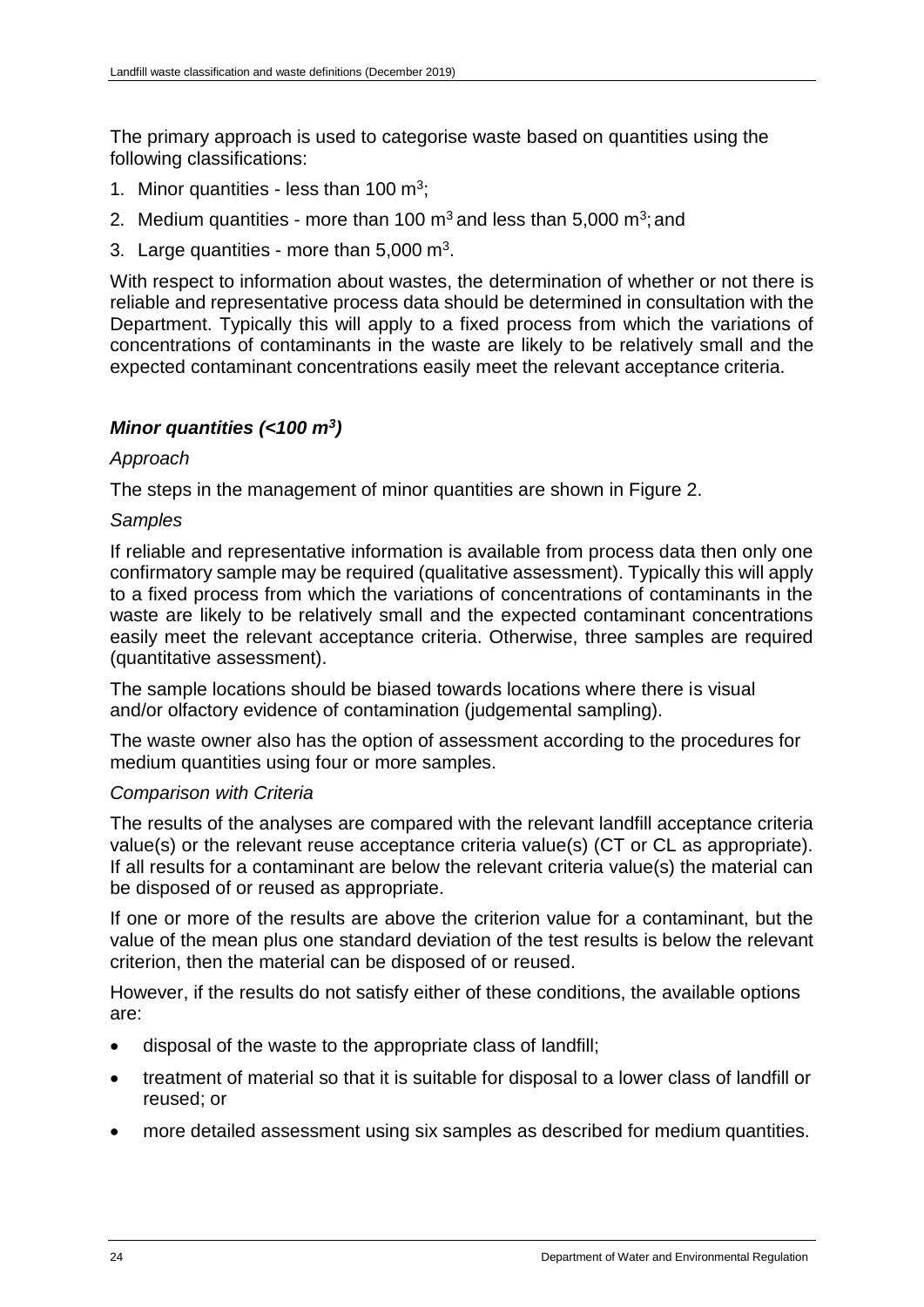The primary approach is used to categorise waste based on quantities using the following classifications:

1. Minor quantities - less than 100 $m^3$;
2. Medium quantities - more than 100 $m^3$ and less than 5,000 $m^3$; and
3. Large quantities - more than 5,000 $m^3$.

With respect to information about wastes, the determination of whether or not there is reliable and representative process data should be determined in consultation with the Department. Typically this will apply to a fixed process from which the variations of concentrations of contaminants in the waste are likely to be relatively small and the expected contaminant concentrations easily meet the relevant acceptance criteria.

### *Minor quantities (<100 $m^3$)*

*Approach*

The steps in the management of minor quantities are shown in Figure 2.

*Samples*

If reliable and representative information is available from process data then only one confirmatory sample may be required (qualitative assessment). Typically this will apply to a fixed process from which the variations of concentrations of contaminants in the waste are likely to be relatively small and the expected contaminant concentrations easily meet the relevant acceptance criteria. Otherwise, three samples are required (quantitative assessment).

The sample locations should be biased towards locations where there is visual and/or olfactory evidence of contamination (judgemental sampling).

The waste owner also has the option of assessment according to the procedures for medium quantities using four or more samples.

*Comparison with Criteria*

The results of the analyses are compared with the relevant landfill acceptance criteria value(s) or the relevant reuse acceptance criteria value(s) (CT or CL as appropriate). If all results for a contaminant are below the relevant criteria value(s) the material can be disposed of or reused as appropriate.

If one or more of the results are above the criterion value for a contaminant, but the value of the mean plus one standard deviation of the test results is below the relevant criterion, then the material can be disposed of or reused.

However, if the results do not satisfy either of these conditions, the available options are:

- disposal of the waste to the appropriate class of landfill;
- treatment of material so that it is suitable for disposal to a lower class of landfill or reused; or
- more detailed assessment using six samples as described for medium quantities.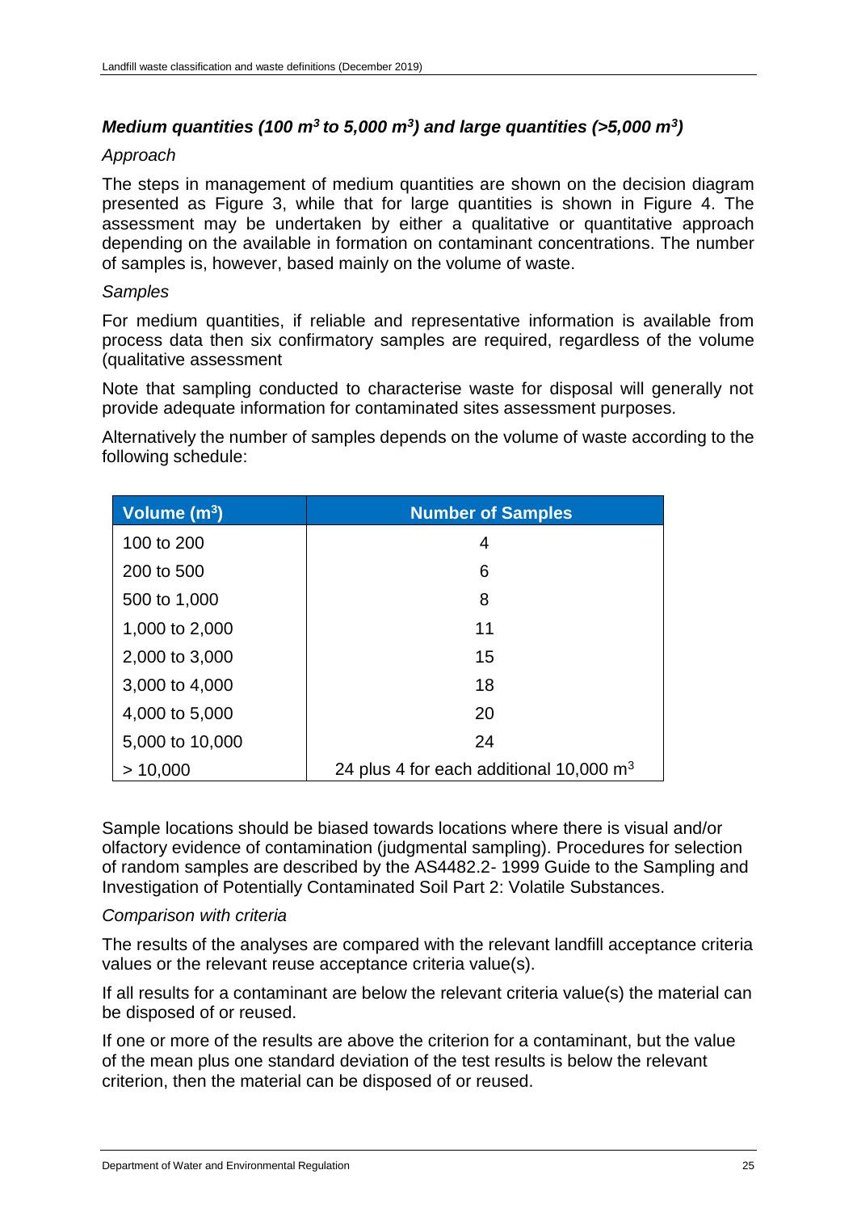### *Medium quantities (100 $m^3$ to 5,000 $m^3$) and large quantities (>5,000 $m^3$)*

*Approach*

The steps in management of medium quantities are shown on the decision diagram presented as Figure 3, while that for large quantities is shown in Figure 4. The assessment may be undertaken by either a qualitative or quantitative approach depending on the available in formation on contaminant concentrations. The number of samples is, however, based mainly on the volume of waste.

*Samples*

For medium quantities, if reliable and representative information is available from process data then six confirmatory samples are required, regardless of the volume (qualitative assessment

Note that sampling conducted to characterise waste for disposal will generally not provide adequate information for contaminated sites assessment purposes.

Alternatively the number of samples depends on the volume of waste according to the following schedule:

| Volume ($m^3$) | Number of Samples |
|---|---|
| 100 to 200 | 4 |
| 200 to 500 | 6 |
| 500 to 1,000 | 8 |
| 1,000 to 2,000 | 11 |
| 2,000 to 3,000 | 15 |
| 3,000 to 4,000 | 18 |
| 4,000 to 5,000 | 20 |
| 5,000 to 10,000 | 24 |
| > 10,000 | 24 plus 4 for each additional 10,000 $m^3$ |

Sample locations should be biased towards locations where there is visual and/or olfactory evidence of contamination (judgmental sampling). Procedures for selection of random samples are described by the AS4482.2- 1999 Guide to the Sampling and Investigation of Potentially Contaminated Soil Part 2: Volatile Substances.

*Comparison with criteria*

The results of the analyses are compared with the relevant landfill acceptance criteria values or the relevant reuse acceptance criteria value(s).

If all results for a contaminant are below the relevant criteria value(s) the material can be disposed of or reused.

If one or more of the results are above the criterion for a contaminant, but the value of the mean plus one standard deviation of the test results is below the relevant criterion, then the material can be disposed of or reused.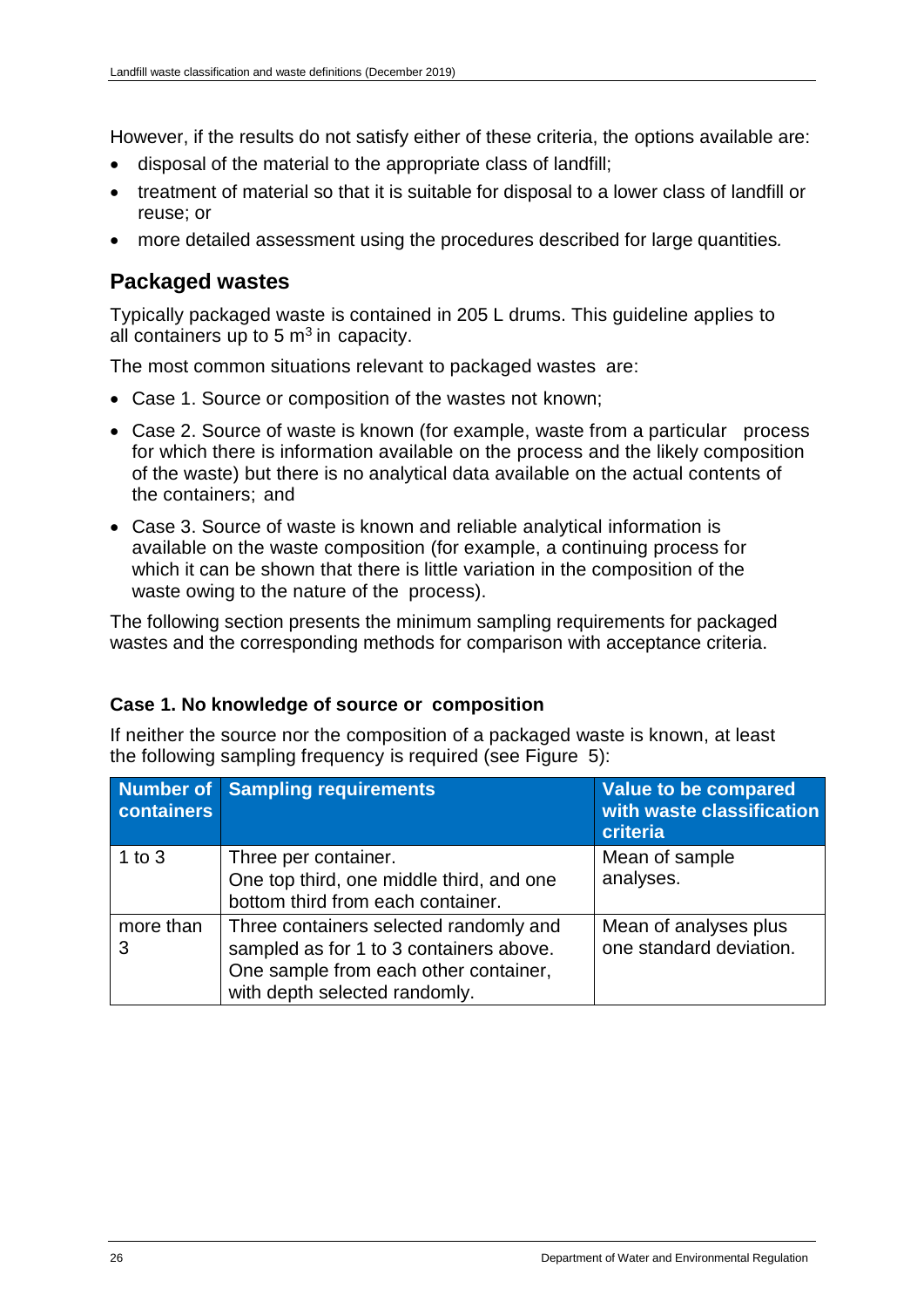However, if the results do not satisfy either of these criteria, the options available are:

- disposal of the material to the appropriate class of landfill;
- treatment of material so that it is suitable for disposal to a lower class of landfill or reuse; or
- more detailed assessment using the procedures described for large quantities.

## Packaged wastes

Typically packaged waste is contained in 205 L drums. This guideline applies to all containers up to 5 m$^3$ in capacity.

The most common situations relevant to packaged wastes are:

- Case 1. Source or composition of the wastes not known;
- Case 2. Source of waste is known (for example, waste from a particular process for which there is information available on the process and the likely composition of the waste) but there is no analytical data available on the actual contents of the containers; and
- Case 3. Source of waste is known and reliable analytical information is available on the waste composition (for example, a continuing process for which it can be shown that there is little variation in the composition of the waste owing to the nature of the process).

The following section presents the minimum sampling requirements for packaged wastes and the corresponding methods for comparison with acceptance criteria.

### Case 1. No knowledge of source or composition

If neither the source nor the composition of a packaged waste is known, at least the following sampling frequency is required (see Figure 5):

| Number of containers | Sampling requirements | Value to be compared with waste classification criteria |
|---|---|---|
| 1 to 3 | Three per container. One top third, one middle third, and one bottom third from each container. | Mean of sample analyses. |
| more than 3 | Three containers selected randomly and sampled as for 1 to 3 containers above. One sample from each other container, with depth selected randomly. | Mean of analyses plus one standard deviation. |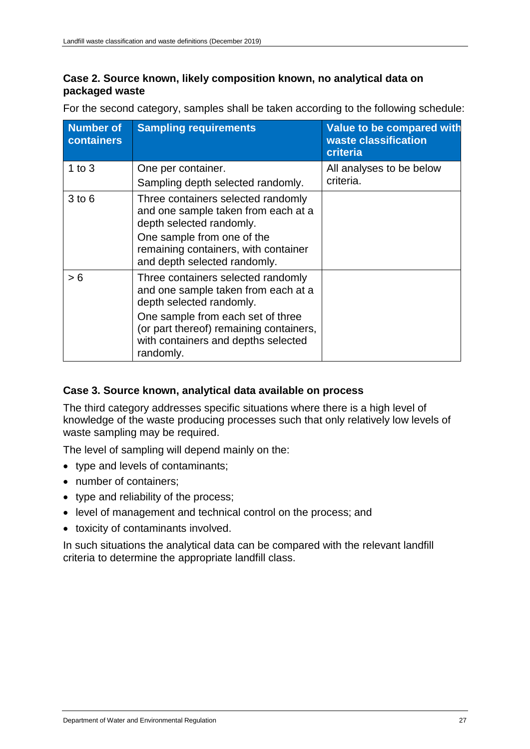### Case 2. Source known, likely composition known, no analytical data on packaged waste

For the second category, samples shall be taken according to the following schedule:

| Number of containers | Sampling requirements | Value to be compared with waste classification criteria |
|---|---|---|
| 1 to 3 | One per container.<br>Sampling depth selected randomly. | All analyses to be below criteria. |
| 3 to 6 | Three containers selected randomly and one sample taken from each at a depth selected randomly.<br>One sample from one of the remaining containers, with container and depth selected randomly. | |
| > 6 | Three containers selected randomly and one sample taken from each at a depth selected randomly.<br>One sample from each set of three (or part thereof) remaining containers, with containers and depths selected randomly. | |

### Case 3. Source known, analytical data available on process

The third category addresses specific situations where there is a high level of knowledge of the waste producing processes such that only relatively low levels of waste sampling may be required.

The level of sampling will depend mainly on the:

- type and levels of contaminants;
- number of containers;
- type and reliability of the process;
- level of management and technical control on the process; and
- toxicity of contaminants involved.

In such situations the analytical data can be compared with the relevant landfill criteria to determine the appropriate landfill class.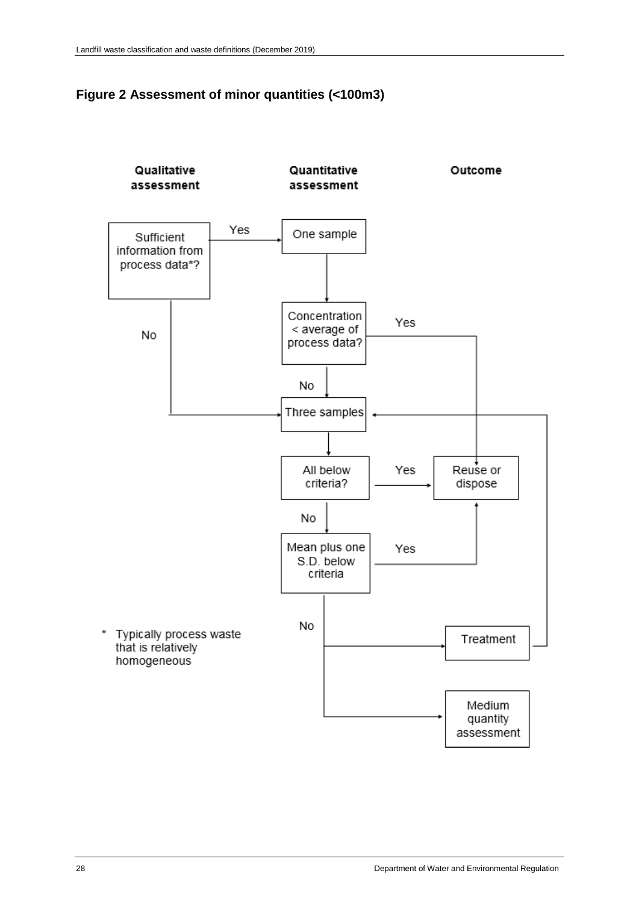**Figure 2 Assessment of minor quantities (<100m3)**

**Qualitative assessment** | **Quantitative assessment** | **Outcome**

Sufficient information from process data*?

- Yes → One sample → Concentration < average of process data?
  - Yes → Reuse or dispose
  - No → Three samples
- No → Three samples

Three samples → All below criteria?

- Yes → Reuse or dispose
- No → Mean plus one S.D. below criteria
  - Yes → Reuse or dispose
  - No → Treatment (→ Three samples) or Medium quantity assessment

\* Typically process waste that is relatively homogeneous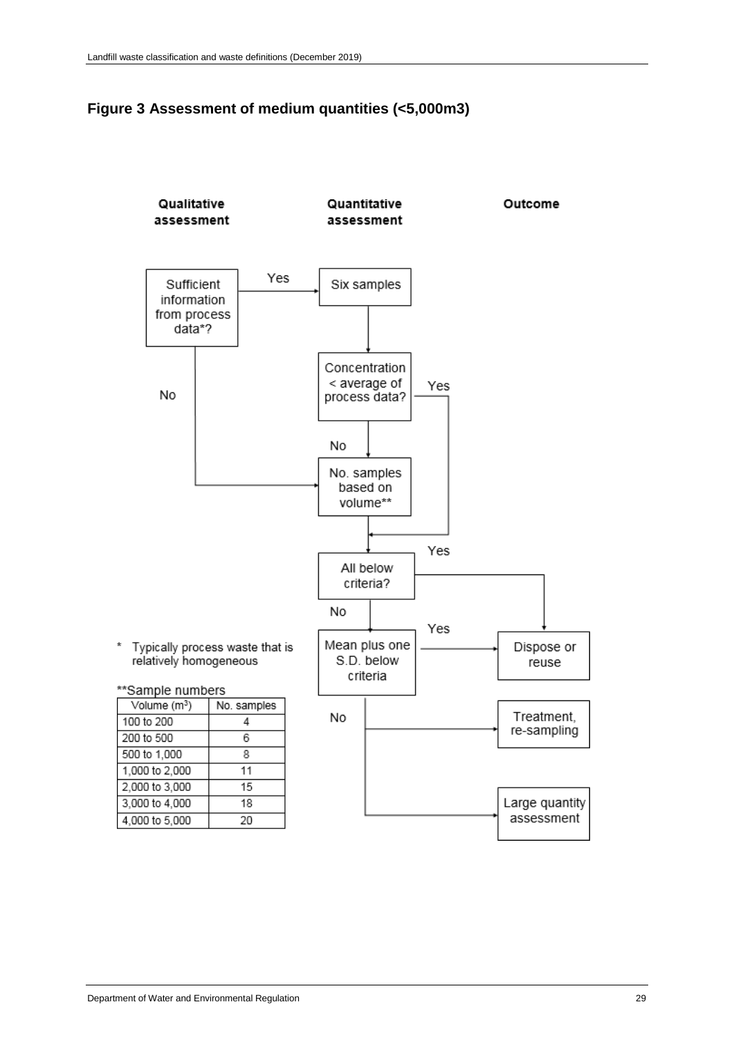## Figure 3 Assessment of medium quantities (<5,000m3)

**Qualitative assessment**

**Quantitative assessment**

**Outcome**

Sufficient information from process data*?

Yes → Six samples

No → No. samples based on volume**

Six samples → Concentration < average of process data?

Yes → All below criteria?

No → No. samples based on volume**

No. samples based on volume** → All below criteria?

All below criteria? Yes → Dispose or reuse

All below criteria? No → Mean plus one S.D. below criteria

Mean plus one S.D. below criteria Yes → Dispose or reuse

Mean plus one S.D. below criteria No → Treatment, re-sampling

Mean plus one S.D. below criteria No → Large quantity assessment

\* Typically process waste that is relatively homogeneous

**Sample numbers

| Volume ($m^3$) | No. samples |
|---|---|
| 100 to 200 | 4 |
| 200 to 500 | 6 |
| 500 to 1,000 | 8 |
| 1,000 to 2,000 | 11 |
| 2,000 to 3,000 | 15 |
| 3,000 to 4,000 | 18 |
| 4,000 to 5,000 | 20 |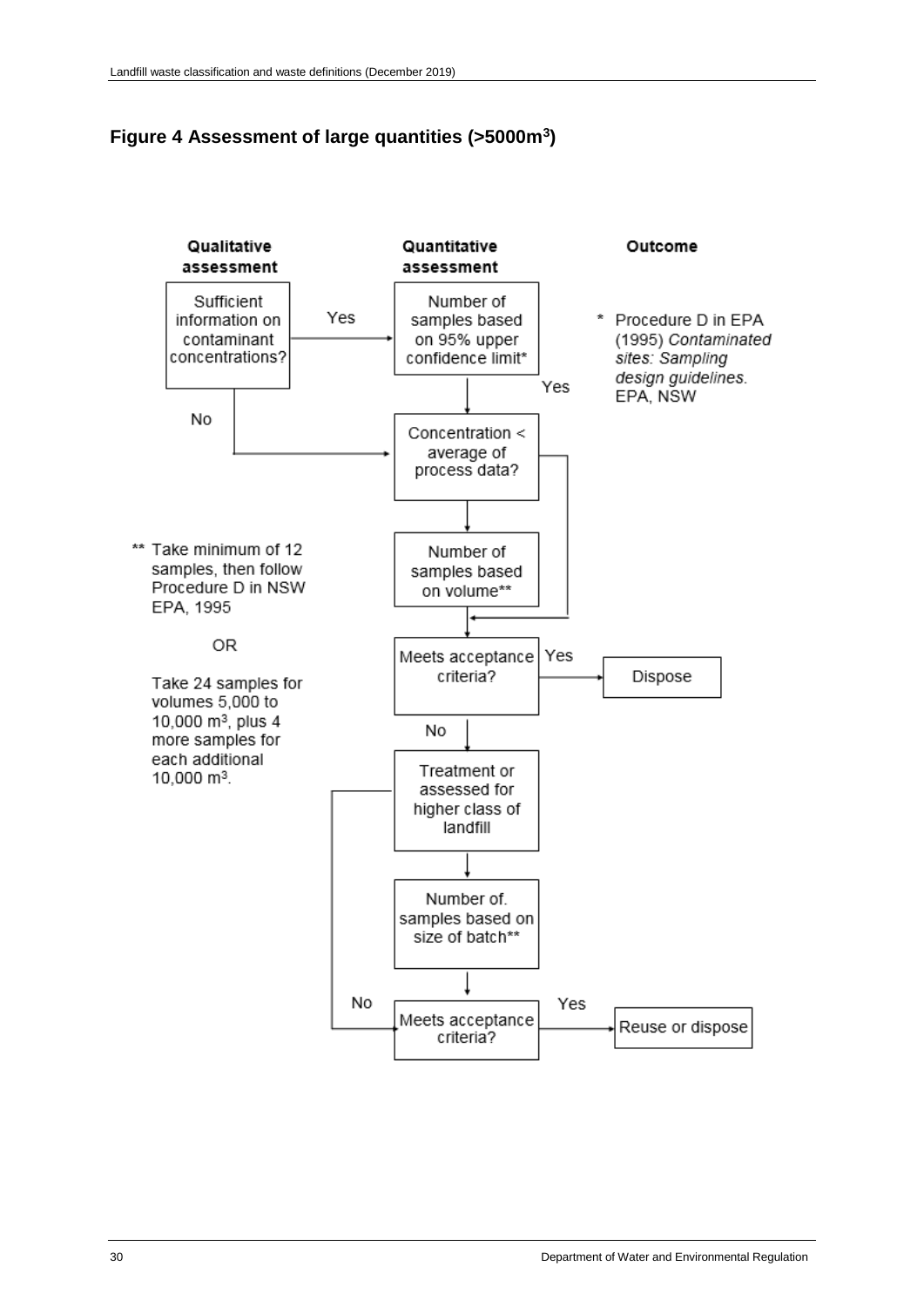## Figure 4 Assessment of large quantities (>5000m$^3$)

**Qualitative assessment**

**Quantitative assessment**

**Outcome**

Sufficient information on contaminant concentrations?

Yes

Number of samples based on 95% upper confidence limit*

\* Procedure D in EPA (1995) *Contaminated sites: Sampling design guidelines.* EPA, NSW

Yes

No

Concentration < average of process data?

Number of samples based on volume**

\*\* Take minimum of 12 samples, then follow Procedure D in NSW EPA, 1995

OR

Take 24 samples for volumes 5,000 to 10,000 m$^3$, plus 4 more samples for each additional 10,000 m$^3$.

Meets acceptance criteria?

Yes

Dispose

No

Treatment or assessed for higher class of landfill

Number of. samples based on size of batch**

No

Meets acceptance criteria?

Yes

Reuse or dispose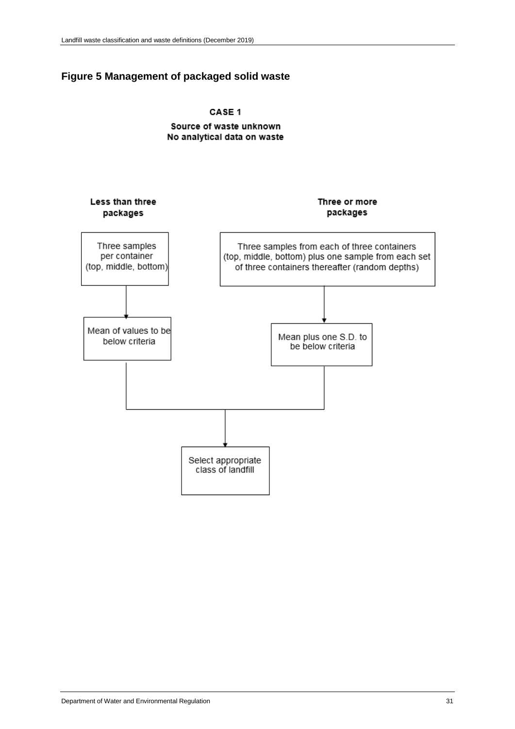## Figure 5 Management of packaged solid waste

**CASE 1**

**Source of waste unknown**
**No analytical data on waste**

**Less than three packages**

Three samples per container (top, middle, bottom)

Mean of values to be below criteria

**Three or more packages**

Three samples from each of three containers (top, middle, bottom) plus one sample from each set of three containers thereafter (random depths)

Mean plus one S.D. to be below criteria

Select appropriate class of landfill